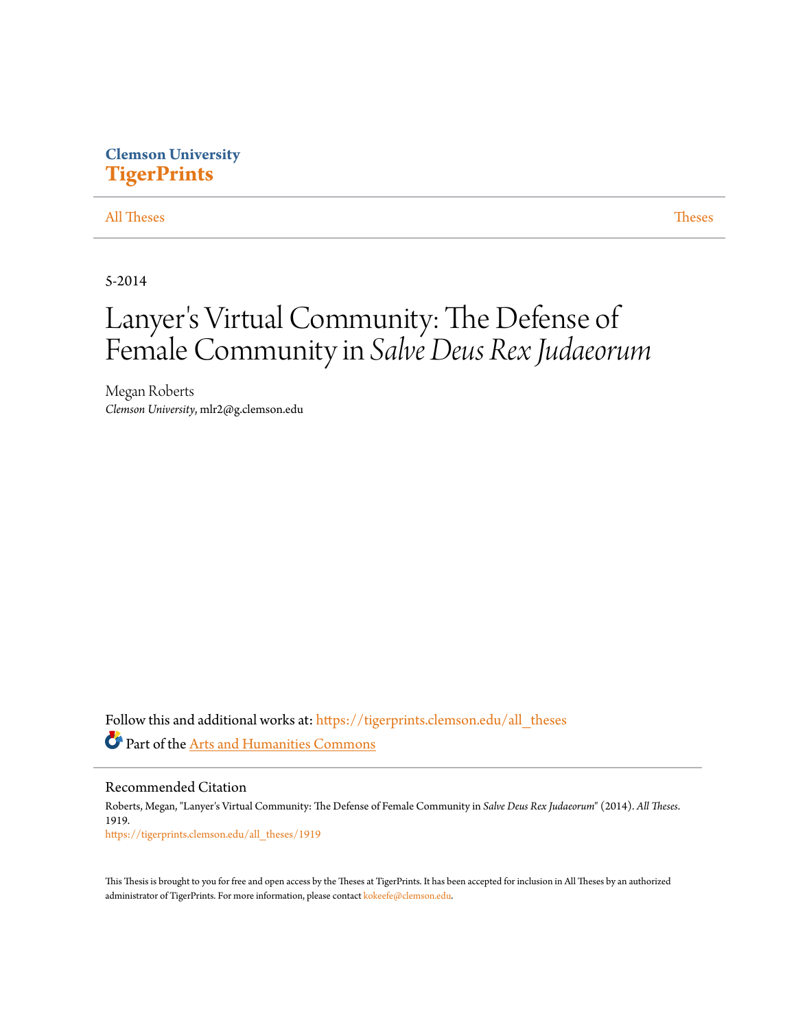Clemson University
**TigerPrints**

All Theses | Theses

5-2014

# Lanyer's Virtual Community: The Defense of Female Community in *Salve Deus Rex Judaeorum*

Megan Roberts
*Clemson University*, mlr2@g.clemson.edu

Follow this and additional works at: https://tigerprints.clemson.edu/all_theses

Part of the Arts and Humanities Commons

## Recommended Citation

Roberts, Megan, "Lanyer's Virtual Community: The Defense of Female Community in *Salve Deus Rex Judaeorum*" (2014). *All Theses*. 1919.
https://tigerprints.clemson.edu/all_theses/1919

This Thesis is brought to you for free and open access by the Theses at TigerPrints. It has been accepted for inclusion in All Theses by an authorized administrator of TigerPrints. For more information, please contact kokeefe@clemson.edu.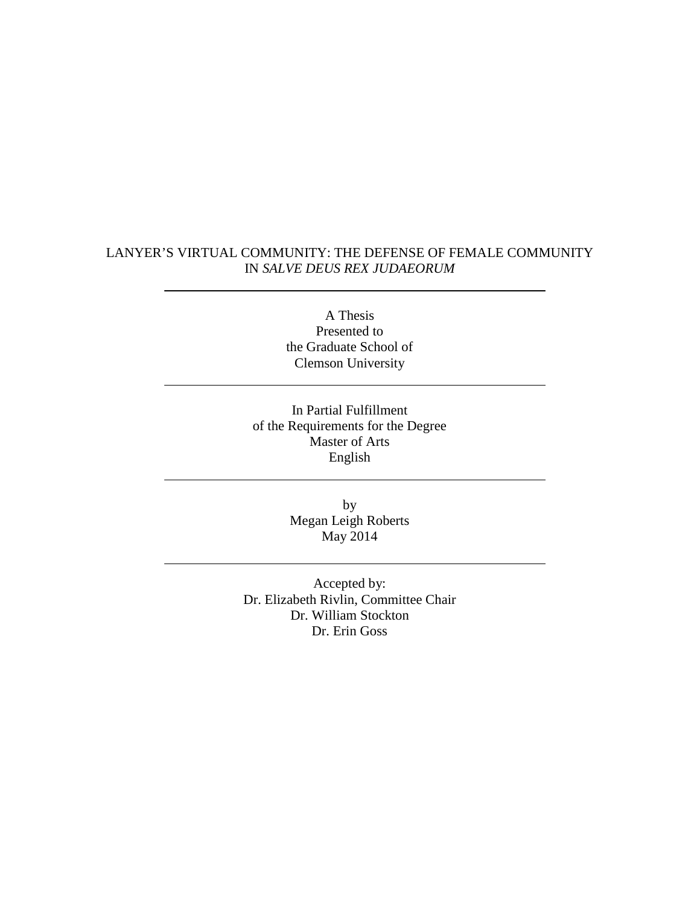# LANYER'S VIRTUAL COMMUNITY: THE DEFENSE OF FEMALE COMMUNITY IN *SALVE DEUS REX JUDAEORUM*

---

A Thesis
Presented to
the Graduate School of
Clemson University

---

In Partial Fulfillment
of the Requirements for the Degree
Master of Arts
English

---

by
Megan Leigh Roberts
May 2014

---

Accepted by:
Dr. Elizabeth Rivlin, Committee Chair
Dr. William Stockton
Dr. Erin Goss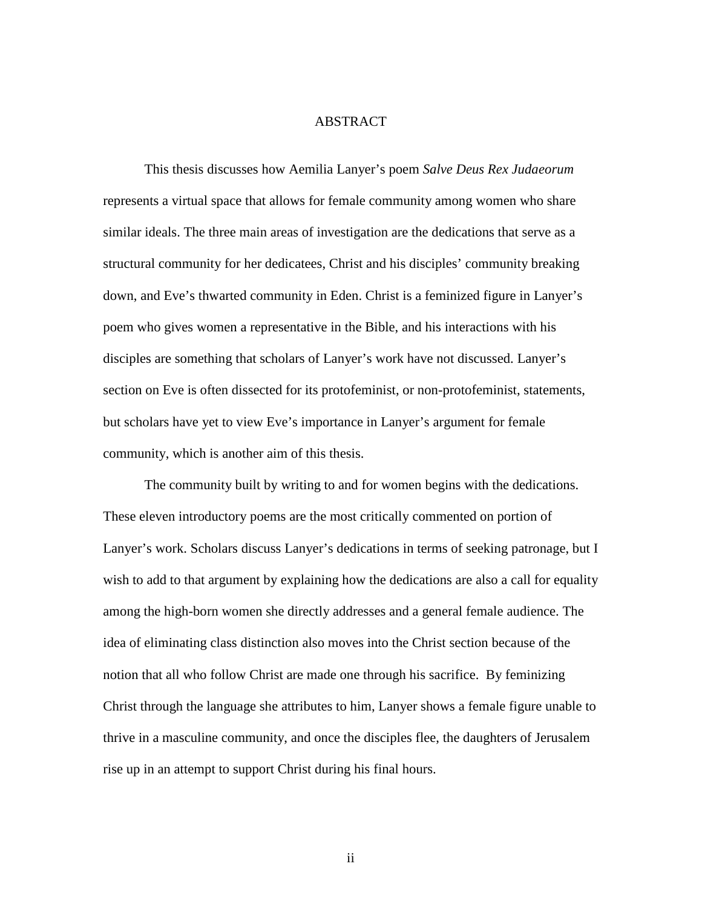# ABSTRACT

This thesis discusses how Aemilia Lanyer's poem *Salve Deus Rex Judaeorum* represents a virtual space that allows for female community among women who share similar ideals. The three main areas of investigation are the dedications that serve as a structural community for her dedicatees, Christ and his disciples' community breaking down, and Eve's thwarted community in Eden. Christ is a feminized figure in Lanyer's poem who gives women a representative in the Bible, and his interactions with his disciples are something that scholars of Lanyer's work have not discussed. Lanyer's section on Eve is often dissected for its protofeminist, or non-protofeminist, statements, but scholars have yet to view Eve's importance in Lanyer's argument for female community, which is another aim of this thesis.

The community built by writing to and for women begins with the dedications. These eleven introductory poems are the most critically commented on portion of Lanyer's work. Scholars discuss Lanyer's dedications in terms of seeking patronage, but I wish to add to that argument by explaining how the dedications are also a call for equality among the high-born women she directly addresses and a general female audience. The idea of eliminating class distinction also moves into the Christ section because of the notion that all who follow Christ are made one through his sacrifice. By feminizing Christ through the language she attributes to him, Lanyer shows a female figure unable to thrive in a masculine community, and once the disciples flee, the daughters of Jerusalem rise up in an attempt to support Christ during his final hours.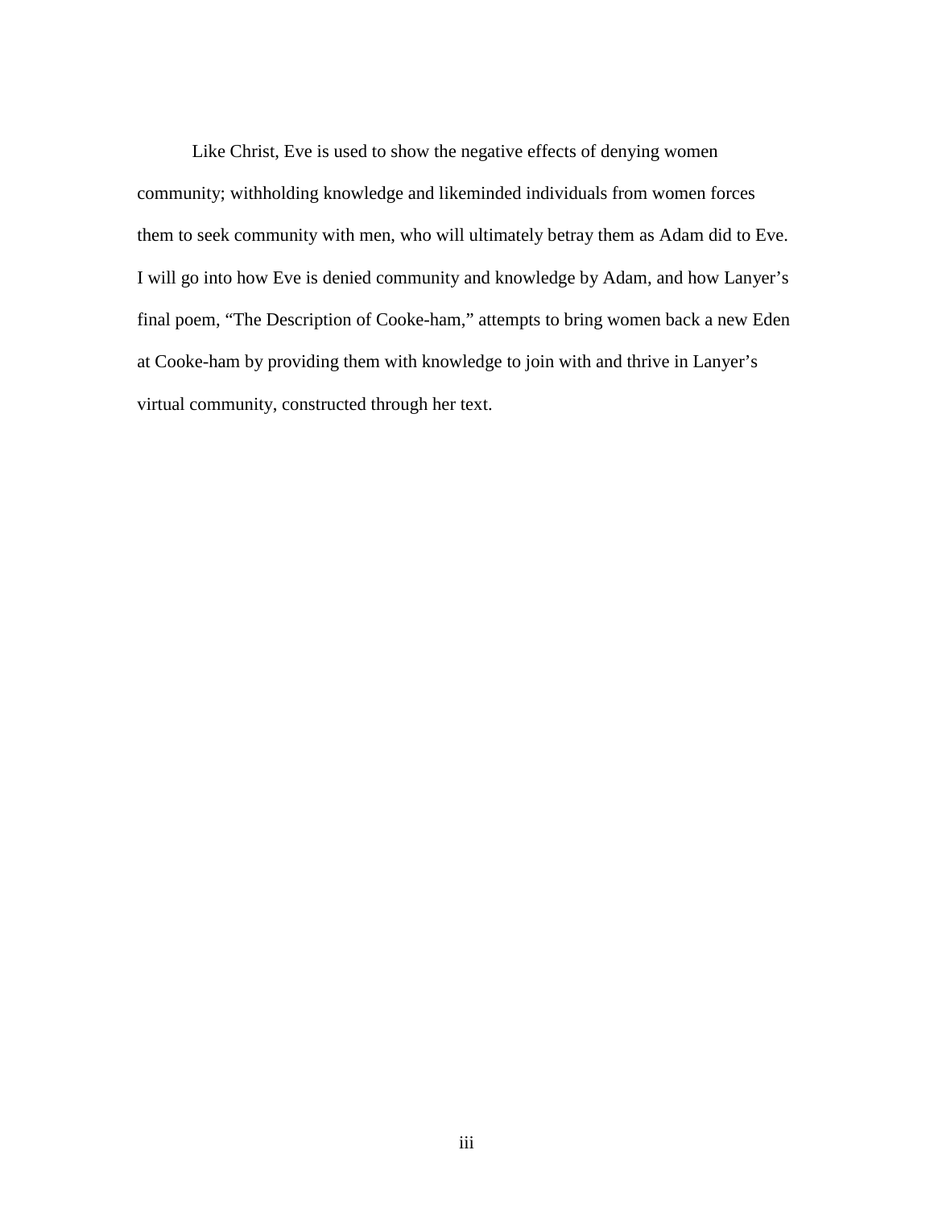Like Christ, Eve is used to show the negative effects of denying women community; withholding knowledge and likeminded individuals from women forces them to seek community with men, who will ultimately betray them as Adam did to Eve. I will go into how Eve is denied community and knowledge by Adam, and how Lanyer's final poem, "The Description of Cooke-ham," attempts to bring women back a new Eden at Cooke-ham by providing them with knowledge to join with and thrive in Lanyer's virtual community, constructed through her text.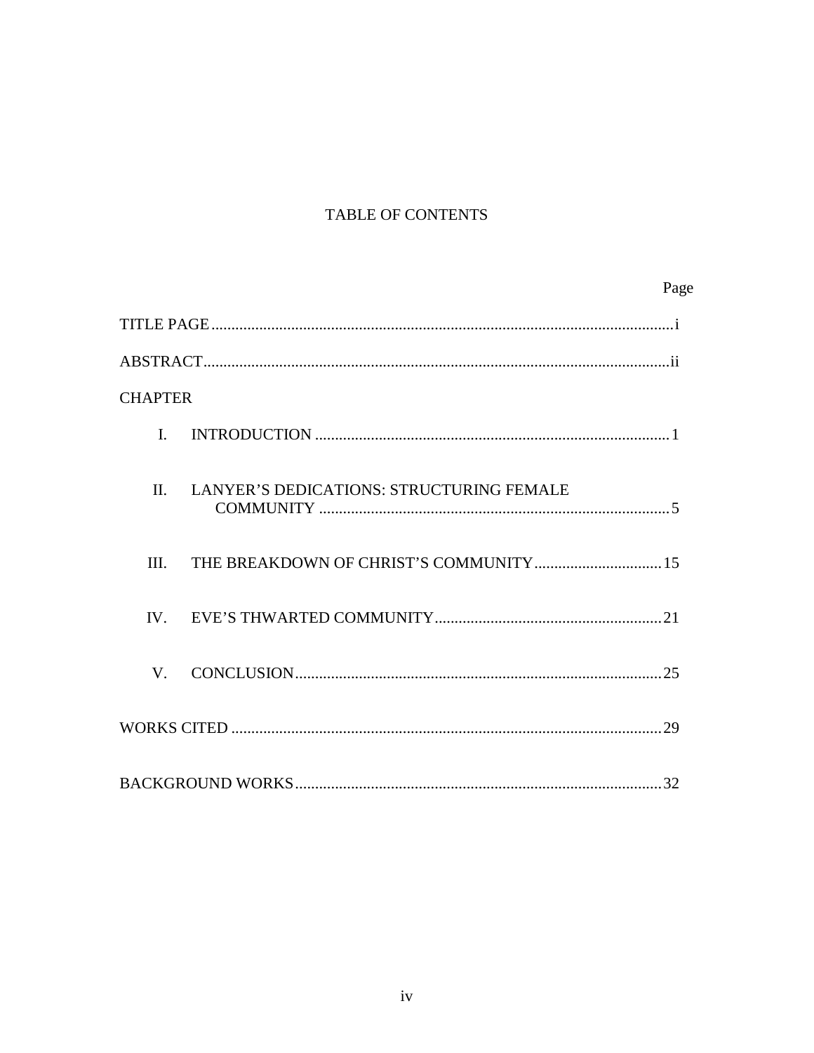# TABLE OF CONTENTS

| | Page |
|---|---|
| TITLE PAGE | i |
| ABSTRACT | ii |
| CHAPTER | |
| I. INTRODUCTION | 1 |
| II. LANYER'S DEDICATIONS: STRUCTURING FEMALE COMMUNITY | 5 |
| III. THE BREAKDOWN OF CHRIST'S COMMUNITY | 15 |
| IV. EVE'S THWARTED COMMUNITY | 21 |
| V. CONCLUSION | 25 |
| WORKS CITED | 29 |
| BACKGROUND WORKS | 32 |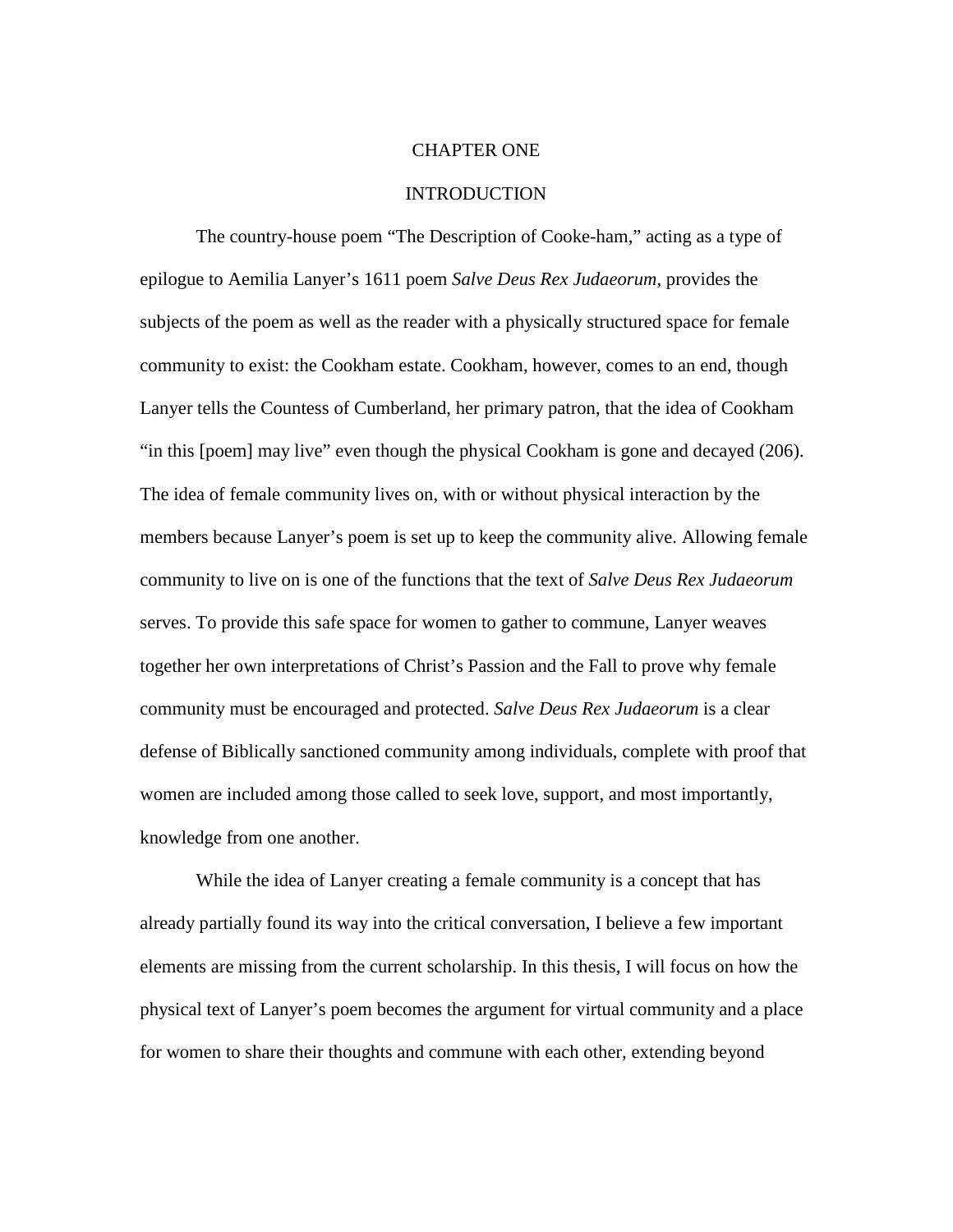# CHAPTER ONE

## INTRODUCTION

The country-house poem "The Description of Cooke-ham," acting as a type of epilogue to Aemilia Lanyer's 1611 poem *Salve Deus Rex Judaeorum*, provides the subjects of the poem as well as the reader with a physically structured space for female community to exist: the Cookham estate. Cookham, however, comes to an end, though Lanyer tells the Countess of Cumberland, her primary patron, that the idea of Cookham "in this [poem] may live" even though the physical Cookham is gone and decayed (206). The idea of female community lives on, with or without physical interaction by the members because Lanyer's poem is set up to keep the community alive. Allowing female community to live on is one of the functions that the text of *Salve Deus Rex Judaeorum* serves. To provide this safe space for women to gather to commune, Lanyer weaves together her own interpretations of Christ's Passion and the Fall to prove why female community must be encouraged and protected. *Salve Deus Rex Judaeorum* is a clear defense of Biblically sanctioned community among individuals, complete with proof that women are included among those called to seek love, support, and most importantly, knowledge from one another.

While the idea of Lanyer creating a female community is a concept that has already partially found its way into the critical conversation, I believe a few important elements are missing from the current scholarship. In this thesis, I will focus on how the physical text of Lanyer's poem becomes the argument for virtual community and a place for women to share their thoughts and commune with each other, extending beyond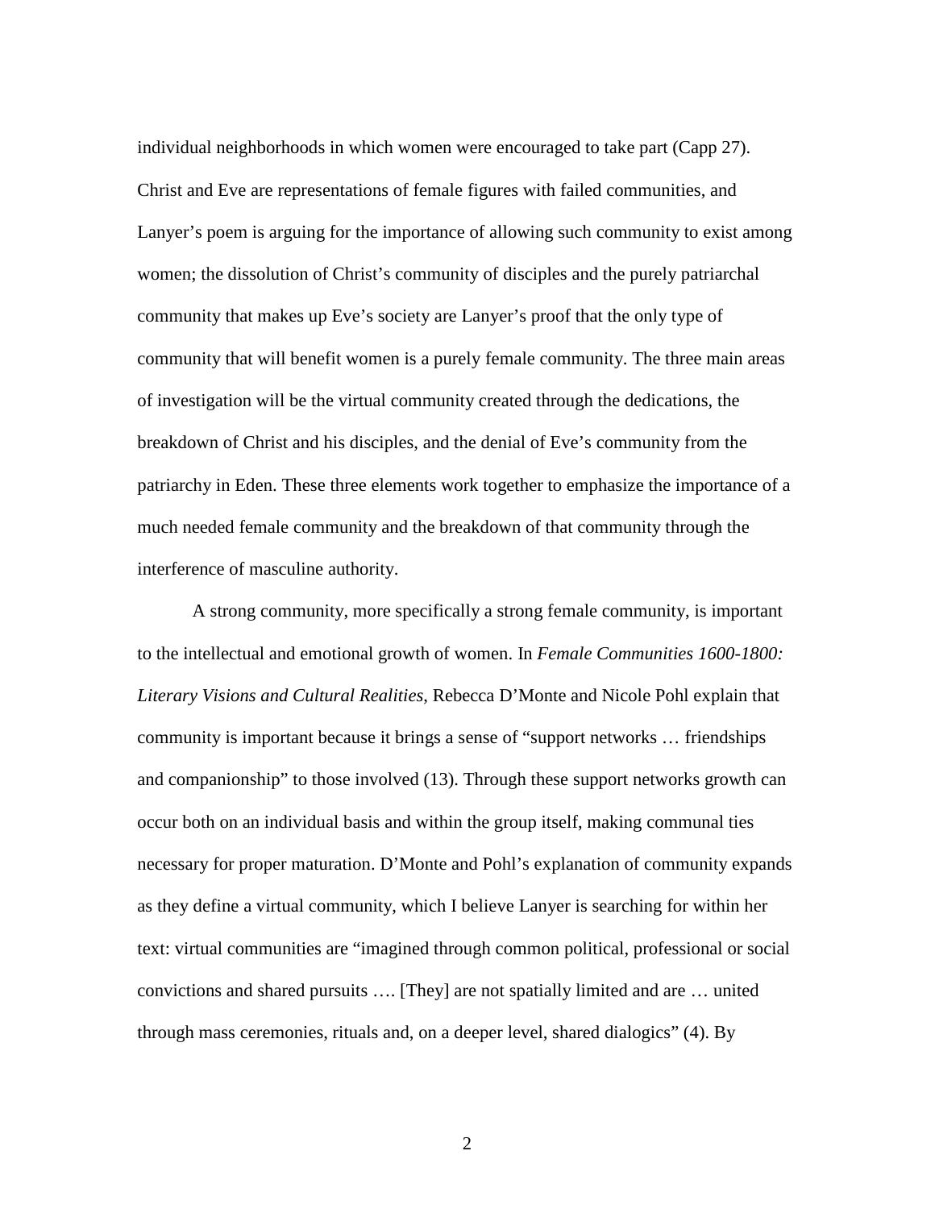individual neighborhoods in which women were encouraged to take part (Capp 27). Christ and Eve are representations of female figures with failed communities, and Lanyer's poem is arguing for the importance of allowing such community to exist among women; the dissolution of Christ's community of disciples and the purely patriarchal community that makes up Eve's society are Lanyer's proof that the only type of community that will benefit women is a purely female community. The three main areas of investigation will be the virtual community created through the dedications, the breakdown of Christ and his disciples, and the denial of Eve's community from the patriarchy in Eden. These three elements work together to emphasize the importance of a much needed female community and the breakdown of that community through the interference of masculine authority.

A strong community, more specifically a strong female community, is important to the intellectual and emotional growth of women. In *Female Communities 1600-1800: Literary Visions and Cultural Realities*, Rebecca D'Monte and Nicole Pohl explain that community is important because it brings a sense of "support networks … friendships and companionship" to those involved (13). Through these support networks growth can occur both on an individual basis and within the group itself, making communal ties necessary for proper maturation. D'Monte and Pohl's explanation of community expands as they define a virtual community, which I believe Lanyer is searching for within her text: virtual communities are "imagined through common political, professional or social convictions and shared pursuits …. [They] are not spatially limited and are … united through mass ceremonies, rituals and, on a deeper level, shared dialogics" (4). By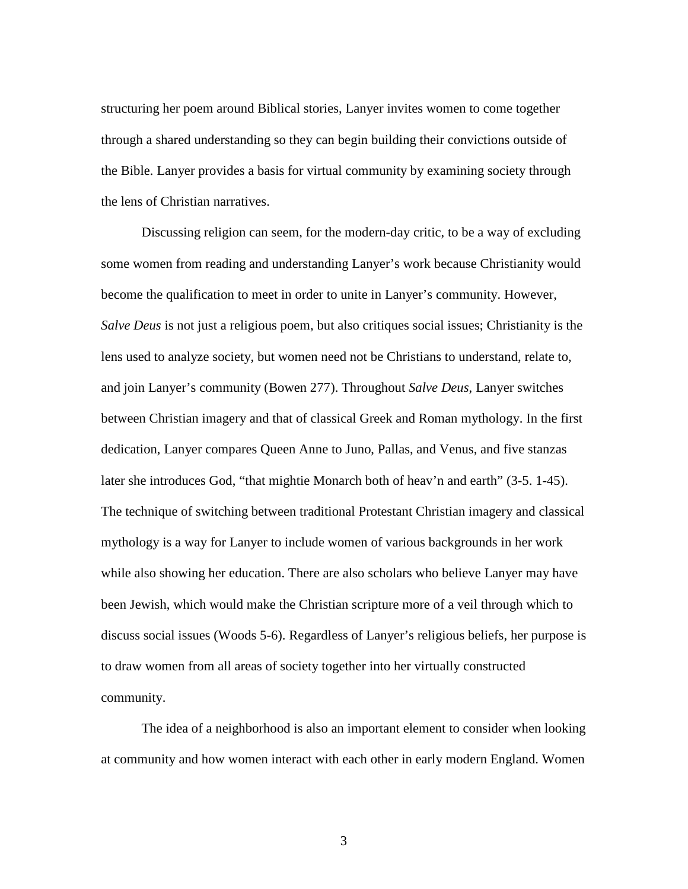structuring her poem around Biblical stories, Lanyer invites women to come together through a shared understanding so they can begin building their convictions outside of the Bible. Lanyer provides a basis for virtual community by examining society through the lens of Christian narratives.

Discussing religion can seem, for the modern-day critic, to be a way of excluding some women from reading and understanding Lanyer's work because Christianity would become the qualification to meet in order to unite in Lanyer's community. However, *Salve Deus* is not just a religious poem, but also critiques social issues; Christianity is the lens used to analyze society, but women need not be Christians to understand, relate to, and join Lanyer's community (Bowen 277). Throughout *Salve Deus*, Lanyer switches between Christian imagery and that of classical Greek and Roman mythology. In the first dedication, Lanyer compares Queen Anne to Juno, Pallas, and Venus, and five stanzas later she introduces God, "that mightie Monarch both of heav'n and earth" (3-5. 1-45). The technique of switching between traditional Protestant Christian imagery and classical mythology is a way for Lanyer to include women of various backgrounds in her work while also showing her education. There are also scholars who believe Lanyer may have been Jewish, which would make the Christian scripture more of a veil through which to discuss social issues (Woods 5-6). Regardless of Lanyer's religious beliefs, her purpose is to draw women from all areas of society together into her virtually constructed community.

The idea of a neighborhood is also an important element to consider when looking at community and how women interact with each other in early modern England. Women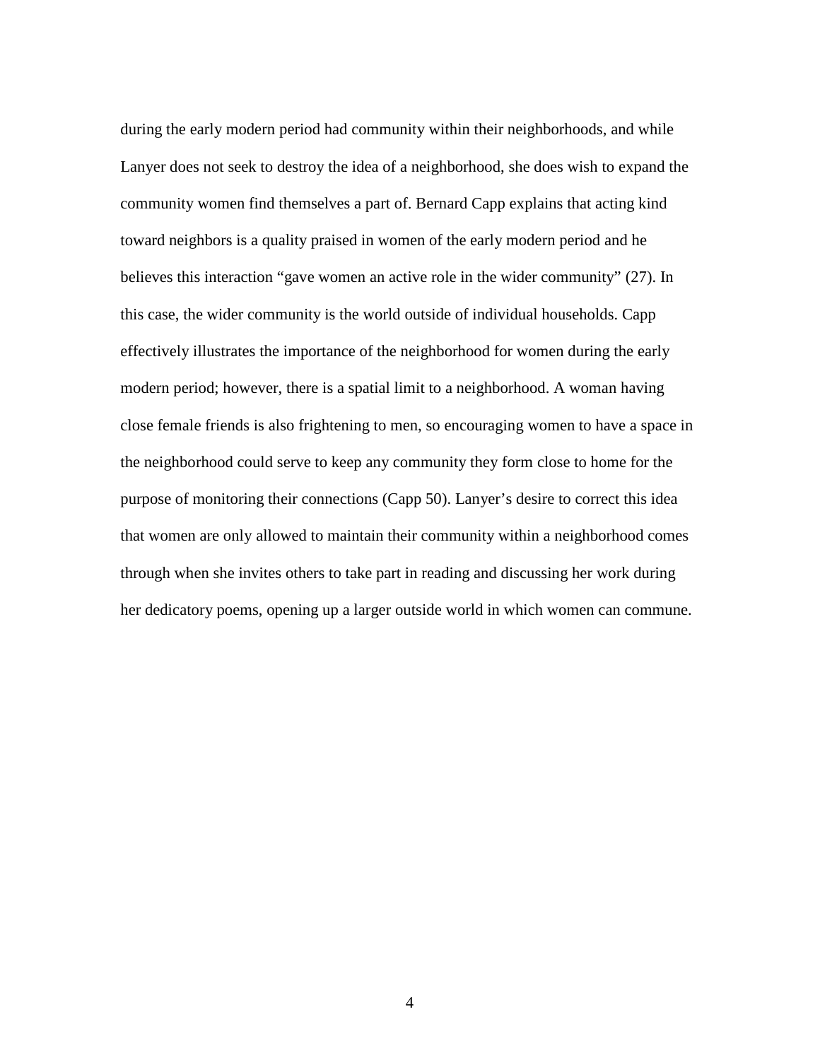during the early modern period had community within their neighborhoods, and while Lanyer does not seek to destroy the idea of a neighborhood, she does wish to expand the community women find themselves a part of. Bernard Capp explains that acting kind toward neighbors is a quality praised in women of the early modern period and he believes this interaction "gave women an active role in the wider community" (27). In this case, the wider community is the world outside of individual households. Capp effectively illustrates the importance of the neighborhood for women during the early modern period; however, there is a spatial limit to a neighborhood. A woman having close female friends is also frightening to men, so encouraging women to have a space in the neighborhood could serve to keep any community they form close to home for the purpose of monitoring their connections (Capp 50). Lanyer's desire to correct this idea that women are only allowed to maintain their community within a neighborhood comes through when she invites others to take part in reading and discussing her work during her dedicatory poems, opening up a larger outside world in which women can commune.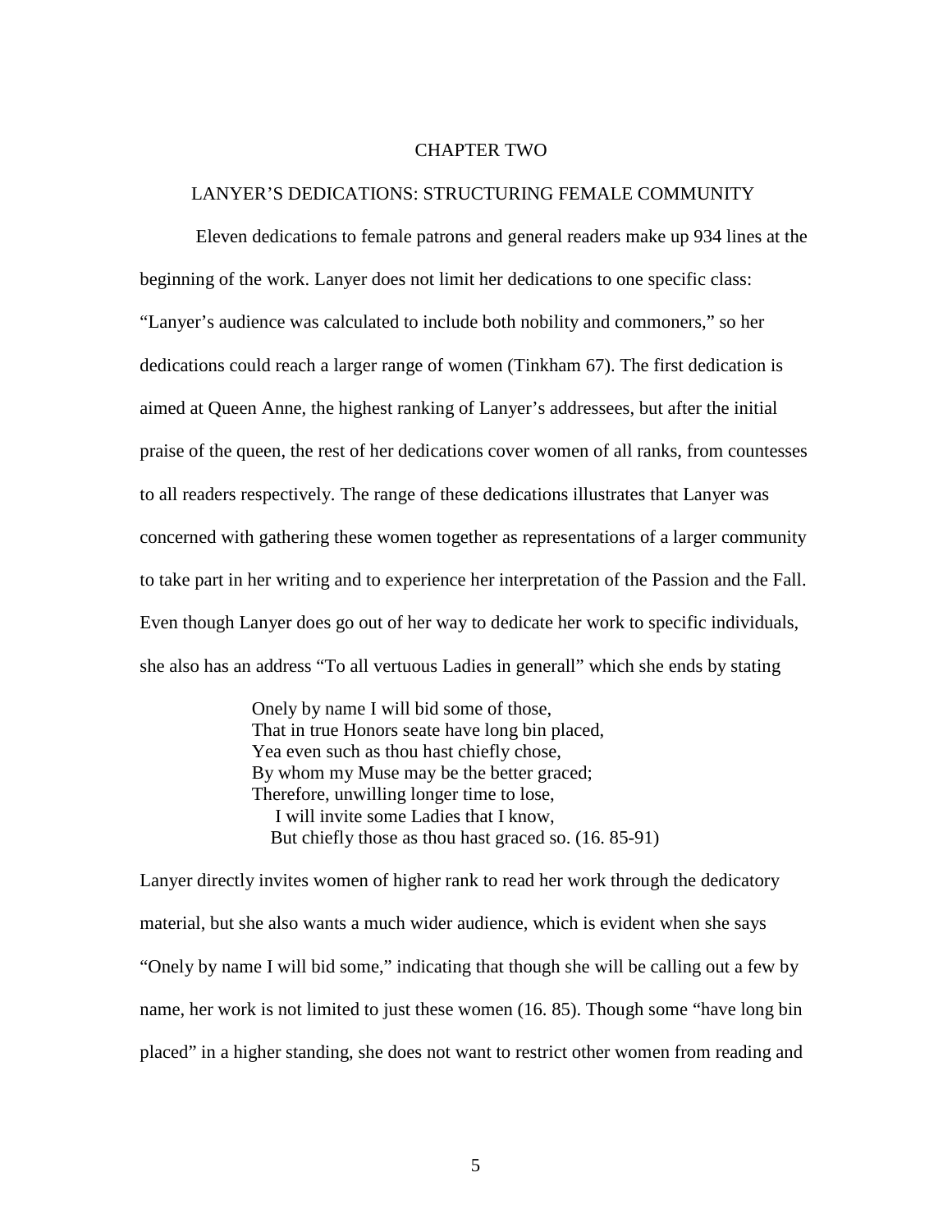# CHAPTER TWO

## LANYER'S DEDICATIONS: STRUCTURING FEMALE COMMUNITY

Eleven dedications to female patrons and general readers make up 934 lines at the beginning of the work. Lanyer does not limit her dedications to one specific class: "Lanyer's audience was calculated to include both nobility and commoners," so her dedications could reach a larger range of women (Tinkham 67). The first dedication is aimed at Queen Anne, the highest ranking of Lanyer's addressees, but after the initial praise of the queen, the rest of her dedications cover women of all ranks, from countesses to all readers respectively. The range of these dedications illustrates that Lanyer was concerned with gathering these women together as representations of a larger community to take part in her writing and to experience her interpretation of the Passion and the Fall. Even though Lanyer does go out of her way to dedicate her work to specific individuals, she also has an address "To all vertuous Ladies in generall" which she ends by stating

> Onely by name I will bid some of those,
> That in true Honors seate have long bin placed,
> Yea even such as thou hast chiefly chose,
> By whom my Muse may be the better graced;
> Therefore, unwilling longer time to lose,
>   I will invite some Ladies that I know,
>   But chiefly those as thou hast graced so. (16. 85-91)

Lanyer directly invites women of higher rank to read her work through the dedicatory material, but she also wants a much wider audience, which is evident when she says "Onely by name I will bid some," indicating that though she will be calling out a few by name, her work is not limited to just these women (16. 85). Though some "have long bin placed" in a higher standing, she does not want to restrict other women from reading and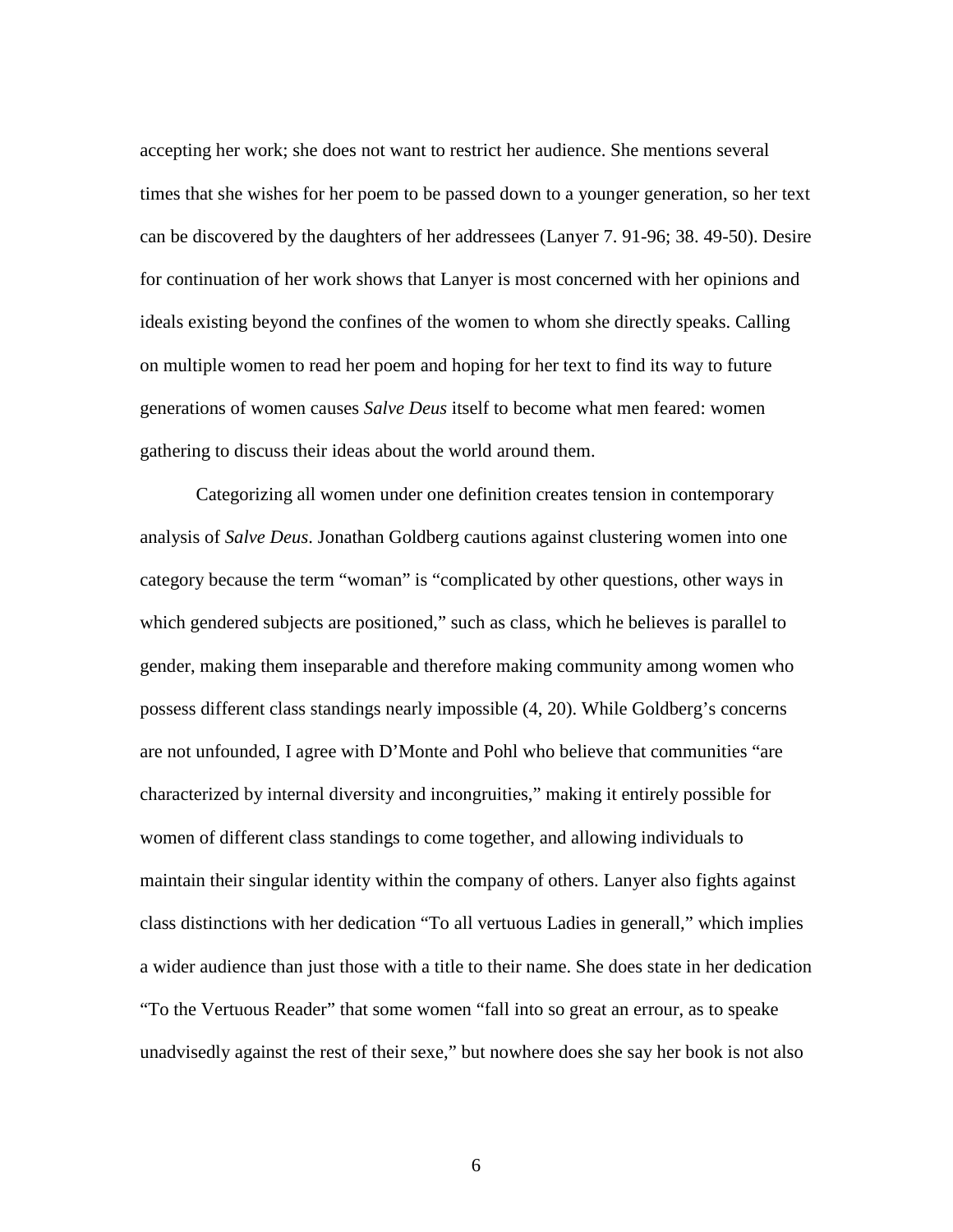accepting her work; she does not want to restrict her audience. She mentions several times that she wishes for her poem to be passed down to a younger generation, so her text can be discovered by the daughters of her addressees (Lanyer 7. 91-96; 38. 49-50). Desire for continuation of her work shows that Lanyer is most concerned with her opinions and ideals existing beyond the confines of the women to whom she directly speaks. Calling on multiple women to read her poem and hoping for her text to find its way to future generations of women causes *Salve Deus* itself to become what men feared: women gathering to discuss their ideas about the world around them.

Categorizing all women under one definition creates tension in contemporary analysis of *Salve Deus*. Jonathan Goldberg cautions against clustering women into one category because the term "woman" is "complicated by other questions, other ways in which gendered subjects are positioned," such as class, which he believes is parallel to gender, making them inseparable and therefore making community among women who possess different class standings nearly impossible (4, 20). While Goldberg's concerns are not unfounded, I agree with D'Monte and Pohl who believe that communities "are characterized by internal diversity and incongruities," making it entirely possible for women of different class standings to come together, and allowing individuals to maintain their singular identity within the company of others. Lanyer also fights against class distinctions with her dedication "To all vertuous Ladies in generall," which implies a wider audience than just those with a title to their name. She does state in her dedication "To the Vertuous Reader" that some women "fall into so great an errour, as to speake unadvisedly against the rest of their sexe," but nowhere does she say her book is not also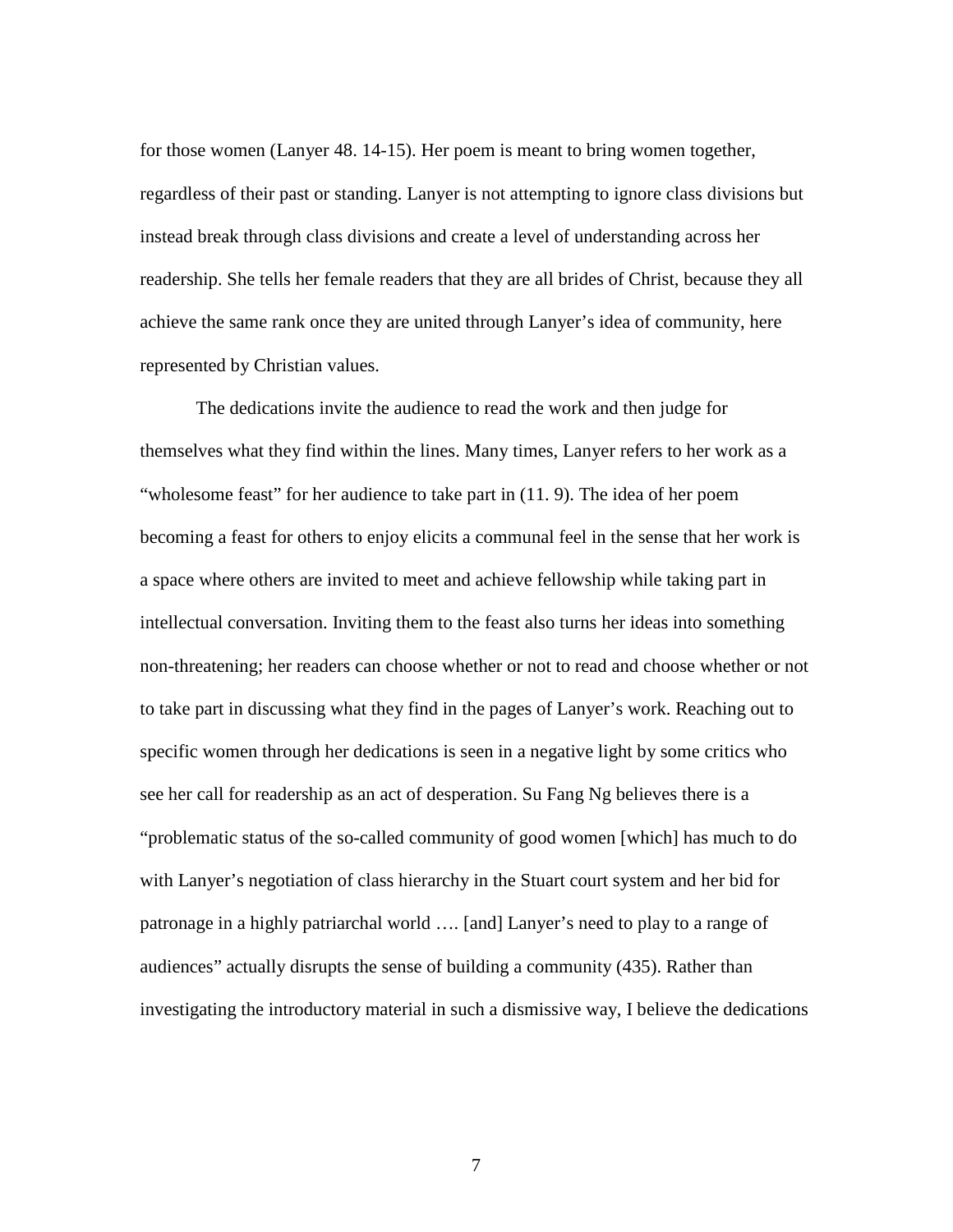for those women (Lanyer 48. 14-15). Her poem is meant to bring women together, regardless of their past or standing. Lanyer is not attempting to ignore class divisions but instead break through class divisions and create a level of understanding across her readership. She tells her female readers that they are all brides of Christ, because they all achieve the same rank once they are united through Lanyer's idea of community, here represented by Christian values.

The dedications invite the audience to read the work and then judge for themselves what they find within the lines. Many times, Lanyer refers to her work as a "wholesome feast" for her audience to take part in (11. 9). The idea of her poem becoming a feast for others to enjoy elicits a communal feel in the sense that her work is a space where others are invited to meet and achieve fellowship while taking part in intellectual conversation. Inviting them to the feast also turns her ideas into something non-threatening; her readers can choose whether or not to read and choose whether or not to take part in discussing what they find in the pages of Lanyer's work. Reaching out to specific women through her dedications is seen in a negative light by some critics who see her call for readership as an act of desperation. Su Fang Ng believes there is a "problematic status of the so-called community of good women [which] has much to do with Lanyer's negotiation of class hierarchy in the Stuart court system and her bid for patronage in a highly patriarchal world …. [and] Lanyer's need to play to a range of audiences" actually disrupts the sense of building a community (435). Rather than investigating the introductory material in such a dismissive way, I believe the dedications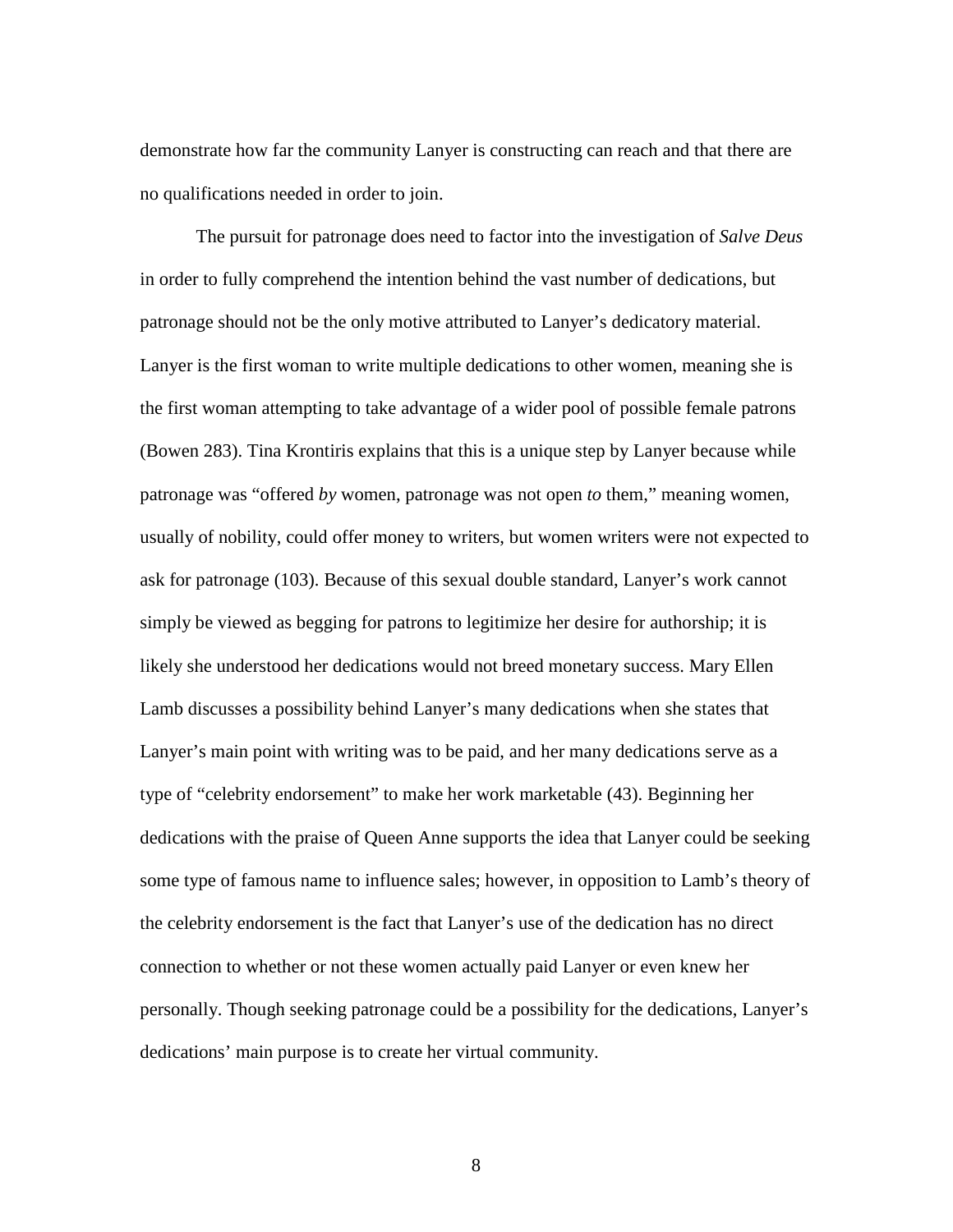demonstrate how far the community Lanyer is constructing can reach and that there are no qualifications needed in order to join.

The pursuit for patronage does need to factor into the investigation of *Salve Deus* in order to fully comprehend the intention behind the vast number of dedications, but patronage should not be the only motive attributed to Lanyer's dedicatory material. Lanyer is the first woman to write multiple dedications to other women, meaning she is the first woman attempting to take advantage of a wider pool of possible female patrons (Bowen 283). Tina Krontiris explains that this is a unique step by Lanyer because while patronage was "offered *by* women, patronage was not open *to* them," meaning women, usually of nobility, could offer money to writers, but women writers were not expected to ask for patronage (103). Because of this sexual double standard, Lanyer's work cannot simply be viewed as begging for patrons to legitimize her desire for authorship; it is likely she understood her dedications would not breed monetary success. Mary Ellen Lamb discusses a possibility behind Lanyer's many dedications when she states that Lanyer's main point with writing was to be paid, and her many dedications serve as a type of "celebrity endorsement" to make her work marketable (43). Beginning her dedications with the praise of Queen Anne supports the idea that Lanyer could be seeking some type of famous name to influence sales; however, in opposition to Lamb's theory of the celebrity endorsement is the fact that Lanyer's use of the dedication has no direct connection to whether or not these women actually paid Lanyer or even knew her personally. Though seeking patronage could be a possibility for the dedications, Lanyer's dedications' main purpose is to create her virtual community.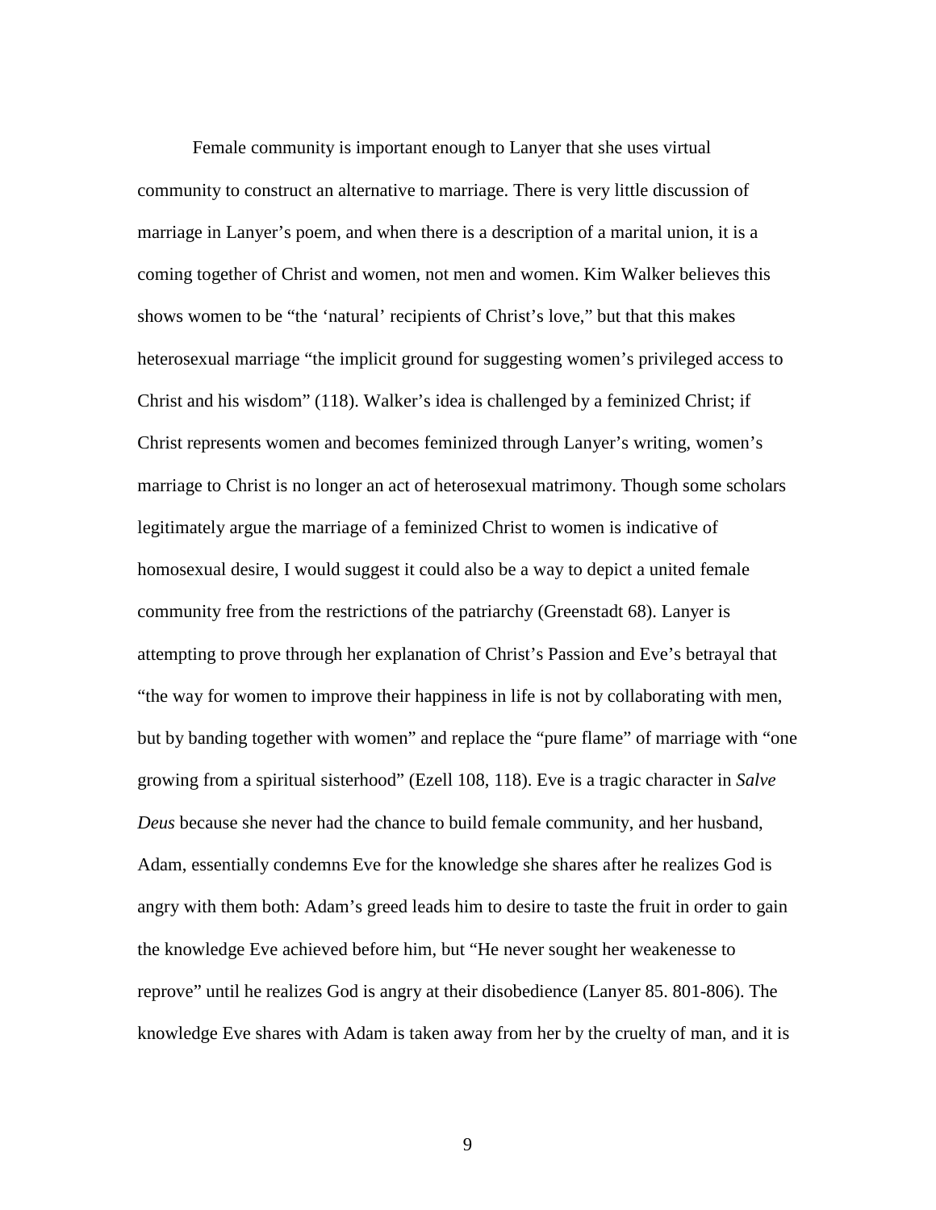Female community is important enough to Lanyer that she uses virtual community to construct an alternative to marriage. There is very little discussion of marriage in Lanyer's poem, and when there is a description of a marital union, it is a coming together of Christ and women, not men and women. Kim Walker believes this shows women to be "the 'natural' recipients of Christ's love," but that this makes heterosexual marriage "the implicit ground for suggesting women's privileged access to Christ and his wisdom" (118). Walker's idea is challenged by a feminized Christ; if Christ represents women and becomes feminized through Lanyer's writing, women's marriage to Christ is no longer an act of heterosexual matrimony. Though some scholars legitimately argue the marriage of a feminized Christ to women is indicative of homosexual desire, I would suggest it could also be a way to depict a united female community free from the restrictions of the patriarchy (Greenstadt 68). Lanyer is attempting to prove through her explanation of Christ's Passion and Eve's betrayal that "the way for women to improve their happiness in life is not by collaborating with men, but by banding together with women" and replace the "pure flame" of marriage with "one growing from a spiritual sisterhood" (Ezell 108, 118). Eve is a tragic character in *Salve Deus* because she never had the chance to build female community, and her husband, Adam, essentially condemns Eve for the knowledge she shares after he realizes God is angry with them both: Adam's greed leads him to desire to taste the fruit in order to gain the knowledge Eve achieved before him, but "He never sought her weakenesse to reprove" until he realizes God is angry at their disobedience (Lanyer 85. 801-806). The knowledge Eve shares with Adam is taken away from her by the cruelty of man, and it is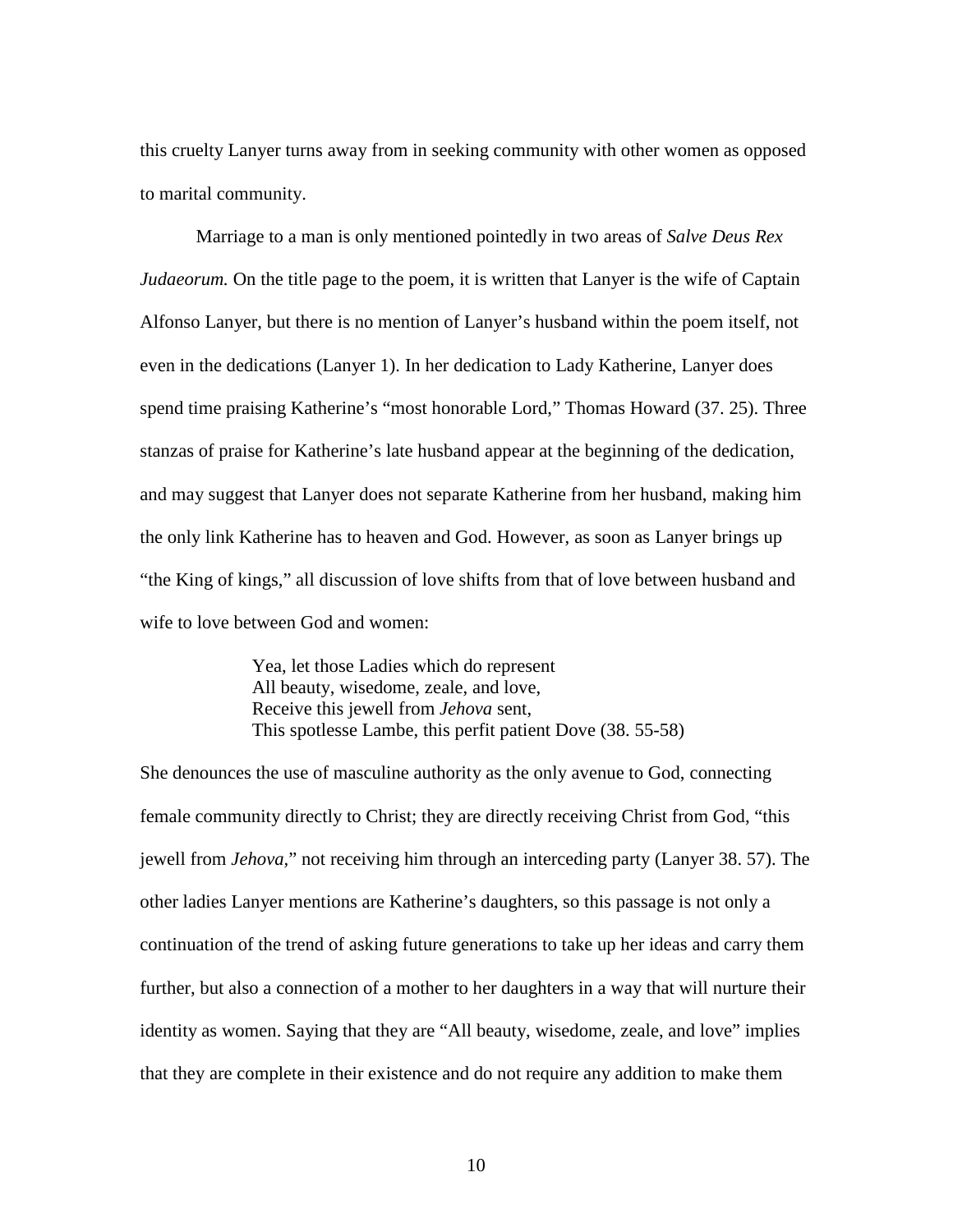this cruelty Lanyer turns away from in seeking community with other women as opposed to marital community.

Marriage to a man is only mentioned pointedly in two areas of *Salve Deus Rex Judaeorum.* On the title page to the poem, it is written that Lanyer is the wife of Captain Alfonso Lanyer, but there is no mention of Lanyer's husband within the poem itself, not even in the dedications (Lanyer 1). In her dedication to Lady Katherine, Lanyer does spend time praising Katherine's "most honorable Lord," Thomas Howard (37. 25). Three stanzas of praise for Katherine's late husband appear at the beginning of the dedication, and may suggest that Lanyer does not separate Katherine from her husband, making him the only link Katherine has to heaven and God. However, as soon as Lanyer brings up "the King of kings," all discussion of love shifts from that of love between husband and wife to love between God and women:

> Yea, let those Ladies which do represent
> All beauty, wisedome, zeale, and love,
> Receive this jewell from *Jehova* sent,
> This spotlesse Lambe, this perfit patient Dove (38. 55-58)

She denounces the use of masculine authority as the only avenue to God, connecting female community directly to Christ; they are directly receiving Christ from God, "this jewell from *Jehova,*" not receiving him through an interceding party (Lanyer 38. 57). The other ladies Lanyer mentions are Katherine's daughters, so this passage is not only a continuation of the trend of asking future generations to take up her ideas and carry them further, but also a connection of a mother to her daughters in a way that will nurture their identity as women. Saying that they are "All beauty, wisedome, zeale, and love" implies that they are complete in their existence and do not require any addition to make them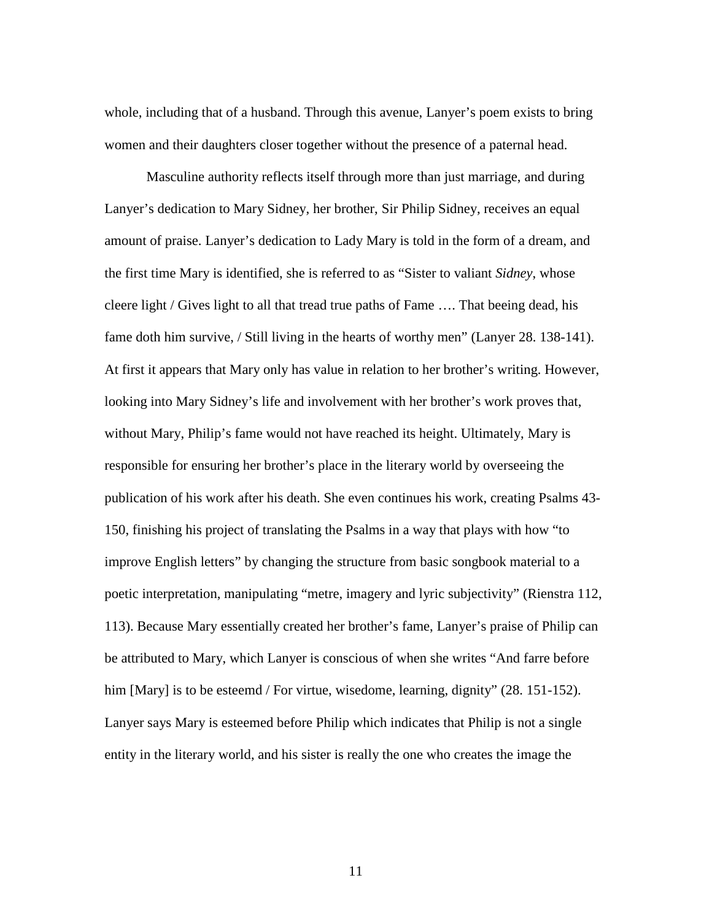whole, including that of a husband. Through this avenue, Lanyer's poem exists to bring women and their daughters closer together without the presence of a paternal head.

Masculine authority reflects itself through more than just marriage, and during Lanyer's dedication to Mary Sidney, her brother, Sir Philip Sidney, receives an equal amount of praise. Lanyer's dedication to Lady Mary is told in the form of a dream, and the first time Mary is identified, she is referred to as "Sister to valiant *Sidney*, whose cleere light / Gives light to all that tread true paths of Fame …. That beeing dead, his fame doth him survive, / Still living in the hearts of worthy men" (Lanyer 28. 138-141). At first it appears that Mary only has value in relation to her brother's writing. However, looking into Mary Sidney's life and involvement with her brother's work proves that, without Mary, Philip's fame would not have reached its height. Ultimately, Mary is responsible for ensuring her brother's place in the literary world by overseeing the publication of his work after his death. She even continues his work, creating Psalms 43-150, finishing his project of translating the Psalms in a way that plays with how "to improve English letters" by changing the structure from basic songbook material to a poetic interpretation, manipulating "metre, imagery and lyric subjectivity" (Rienstra 112, 113). Because Mary essentially created her brother's fame, Lanyer's praise of Philip can be attributed to Mary, which Lanyer is conscious of when she writes "And farre before him [Mary] is to be esteemd / For virtue, wisedome, learning, dignity" (28. 151-152). Lanyer says Mary is esteemed before Philip which indicates that Philip is not a single entity in the literary world, and his sister is really the one who creates the image the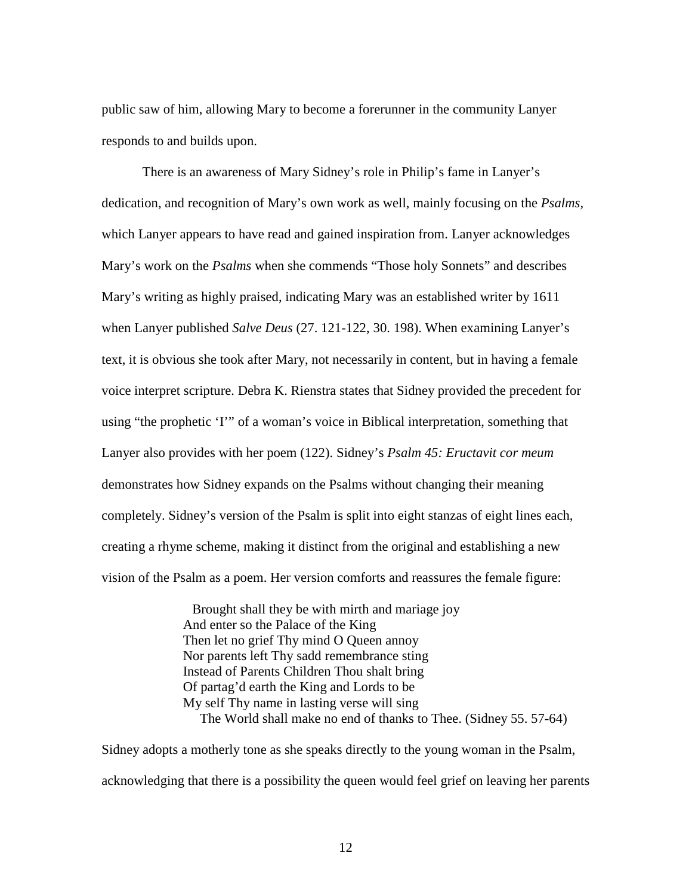public saw of him, allowing Mary to become a forerunner in the community Lanyer responds to and builds upon.

There is an awareness of Mary Sidney's role in Philip's fame in Lanyer's dedication, and recognition of Mary's own work as well, mainly focusing on the *Psalms*, which Lanyer appears to have read and gained inspiration from. Lanyer acknowledges Mary's work on the *Psalms* when she commends "Those holy Sonnets" and describes Mary's writing as highly praised, indicating Mary was an established writer by 1611 when Lanyer published *Salve Deus* (27. 121-122, 30. 198). When examining Lanyer's text, it is obvious she took after Mary, not necessarily in content, but in having a female voice interpret scripture. Debra K. Rienstra states that Sidney provided the precedent for using "the prophetic 'I'" of a woman's voice in Biblical interpretation, something that Lanyer also provides with her poem (122). Sidney's *Psalm 45: Eructavit cor meum* demonstrates how Sidney expands on the Psalms without changing their meaning completely. Sidney's version of the Psalm is split into eight stanzas of eight lines each, creating a rhyme scheme, making it distinct from the original and establishing a new vision of the Psalm as a poem. Her version comforts and reassures the female figure:

> Brought shall they be with mirth and mariage joy
> And enter so the Palace of the King
> Then let no grief Thy mind O Queen annoy
> Nor parents left Thy sadd remembrance sting
> Instead of Parents Children Thou shalt bring
> Of partag'd earth the King and Lords to be
> My self Thy name in lasting verse will sing
> The World shall make no end of thanks to Thee. (Sidney 55. 57-64)

Sidney adopts a motherly tone as she speaks directly to the young woman in the Psalm, acknowledging that there is a possibility the queen would feel grief on leaving her parents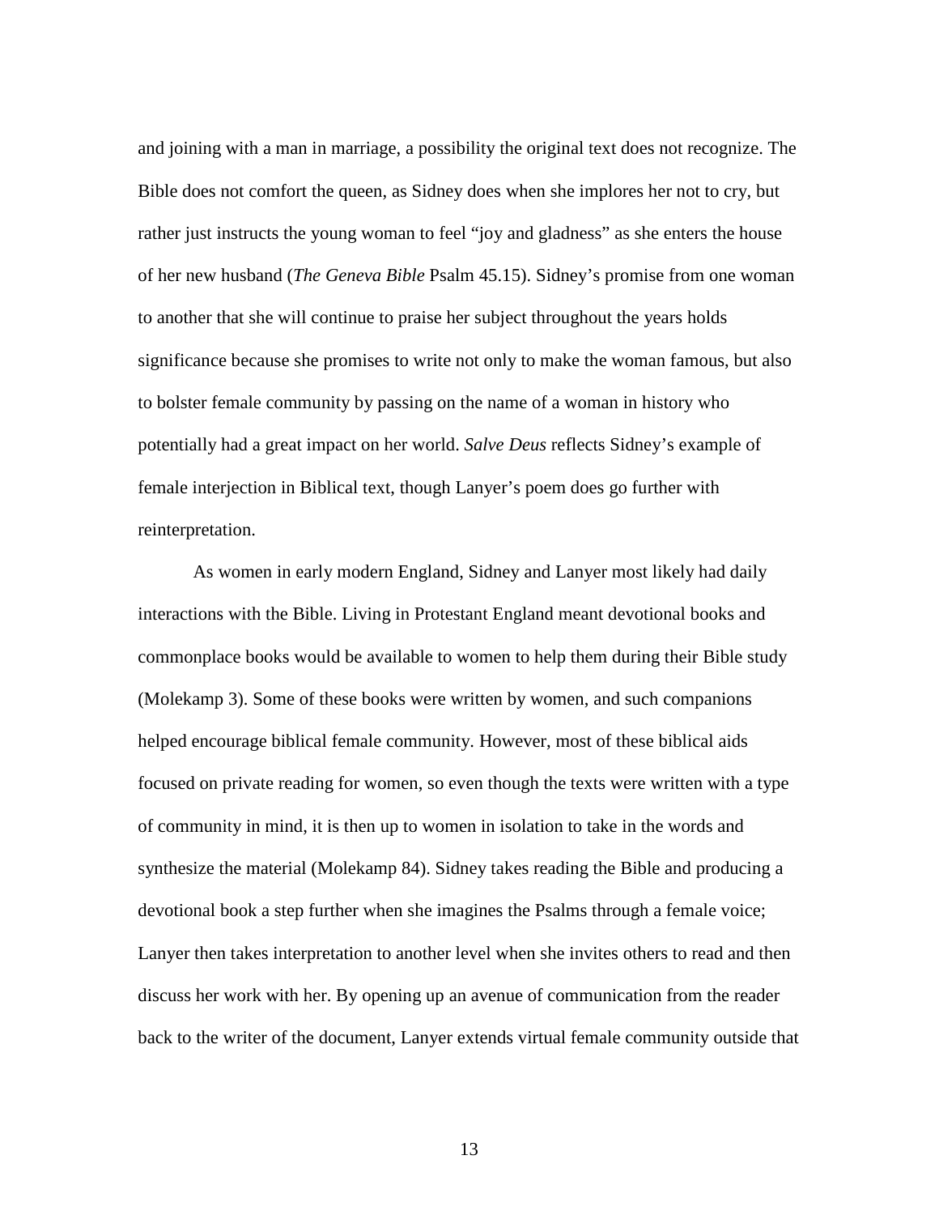and joining with a man in marriage, a possibility the original text does not recognize. The Bible does not comfort the queen, as Sidney does when she implores her not to cry, but rather just instructs the young woman to feel "joy and gladness" as she enters the house of her new husband (*The Geneva Bible* Psalm 45.15). Sidney's promise from one woman to another that she will continue to praise her subject throughout the years holds significance because she promises to write not only to make the woman famous, but also to bolster female community by passing on the name of a woman in history who potentially had a great impact on her world. *Salve Deus* reflects Sidney's example of female interjection in Biblical text, though Lanyer's poem does go further with reinterpretation.

As women in early modern England, Sidney and Lanyer most likely had daily interactions with the Bible. Living in Protestant England meant devotional books and commonplace books would be available to women to help them during their Bible study (Molekamp 3). Some of these books were written by women, and such companions helped encourage biblical female community. However, most of these biblical aids focused on private reading for women, so even though the texts were written with a type of community in mind, it is then up to women in isolation to take in the words and synthesize the material (Molekamp 84). Sidney takes reading the Bible and producing a devotional book a step further when she imagines the Psalms through a female voice; Lanyer then takes interpretation to another level when she invites others to read and then discuss her work with her. By opening up an avenue of communication from the reader back to the writer of the document, Lanyer extends virtual female community outside that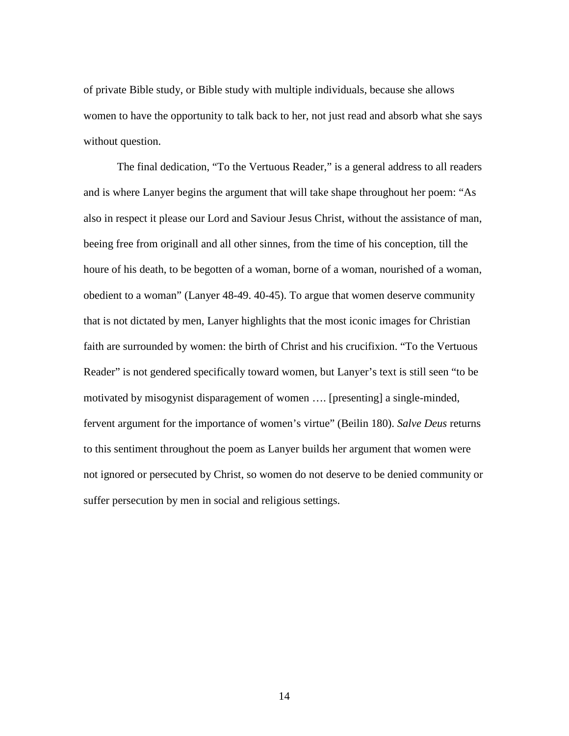of private Bible study, or Bible study with multiple individuals, because she allows women to have the opportunity to talk back to her, not just read and absorb what she says without question.

The final dedication, "To the Vertuous Reader," is a general address to all readers and is where Lanyer begins the argument that will take shape throughout her poem: "As also in respect it please our Lord and Saviour Jesus Christ, without the assistance of man, beeing free from originall and all other sinnes, from the time of his conception, till the houre of his death, to be begotten of a woman, borne of a woman, nourished of a woman, obedient to a woman" (Lanyer 48-49. 40-45). To argue that women deserve community that is not dictated by men, Lanyer highlights that the most iconic images for Christian faith are surrounded by women: the birth of Christ and his crucifixion. "To the Vertuous Reader" is not gendered specifically toward women, but Lanyer's text is still seen "to be motivated by misogynist disparagement of women …. [presenting] a single-minded, fervent argument for the importance of women's virtue" (Beilin 180). *Salve Deus* returns to this sentiment throughout the poem as Lanyer builds her argument that women were not ignored or persecuted by Christ, so women do not deserve to be denied community or suffer persecution by men in social and religious settings.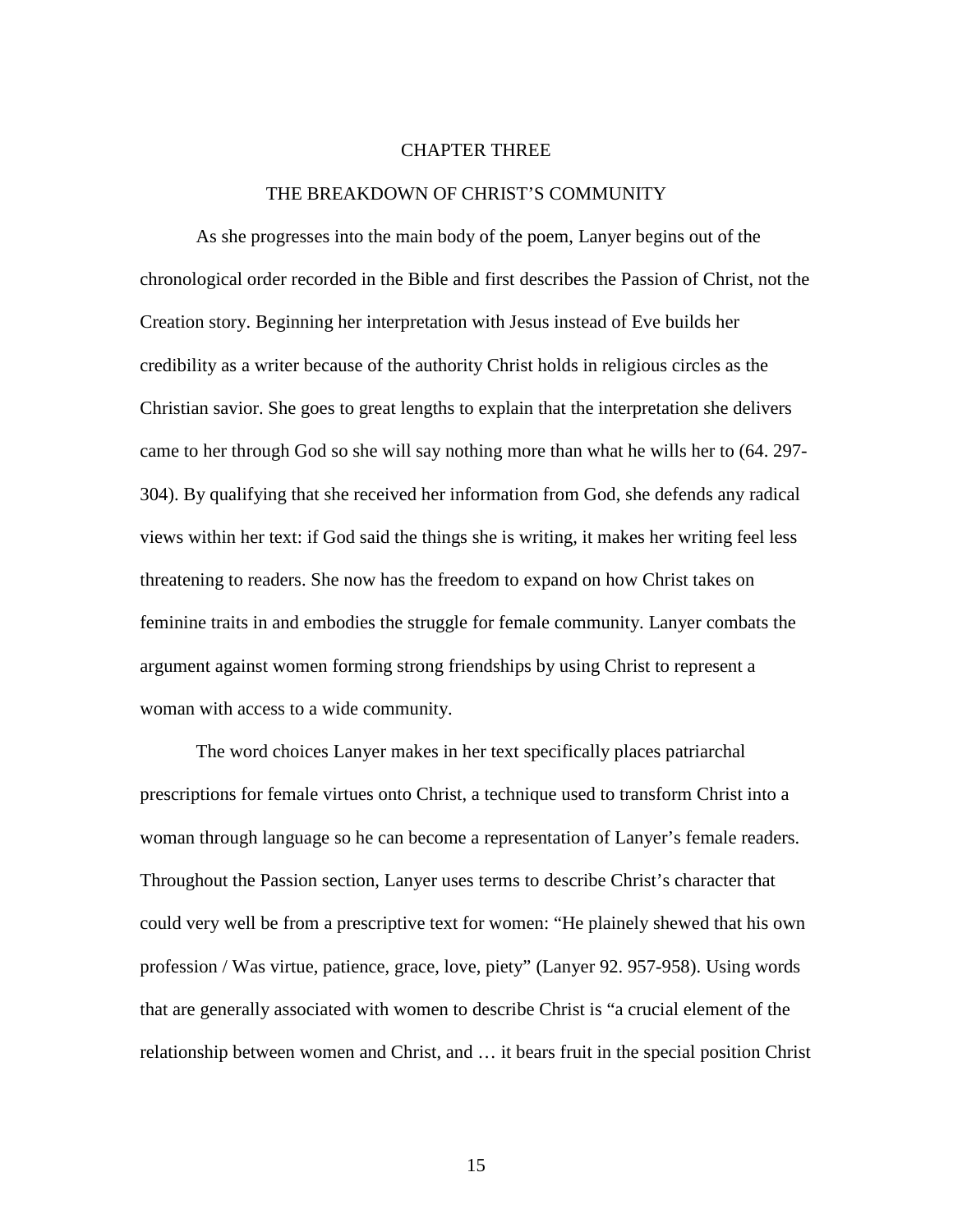# CHAPTER THREE

## THE BREAKDOWN OF CHRIST'S COMMUNITY

As she progresses into the main body of the poem, Lanyer begins out of the chronological order recorded in the Bible and first describes the Passion of Christ, not the Creation story. Beginning her interpretation with Jesus instead of Eve builds her credibility as a writer because of the authority Christ holds in religious circles as the Christian savior. She goes to great lengths to explain that the interpretation she delivers came to her through God so she will say nothing more than what he wills her to (64. 297-304). By qualifying that she received her information from God, she defends any radical views within her text: if God said the things she is writing, it makes her writing feel less threatening to readers. She now has the freedom to expand on how Christ takes on feminine traits in and embodies the struggle for female community. Lanyer combats the argument against women forming strong friendships by using Christ to represent a woman with access to a wide community.

The word choices Lanyer makes in her text specifically places patriarchal prescriptions for female virtues onto Christ, a technique used to transform Christ into a woman through language so he can become a representation of Lanyer's female readers. Throughout the Passion section, Lanyer uses terms to describe Christ's character that could very well be from a prescriptive text for women: "He plainely shewed that his own profession / Was virtue, patience, grace, love, piety" (Lanyer 92. 957-958). Using words that are generally associated with women to describe Christ is "a crucial element of the relationship between women and Christ, and … it bears fruit in the special position Christ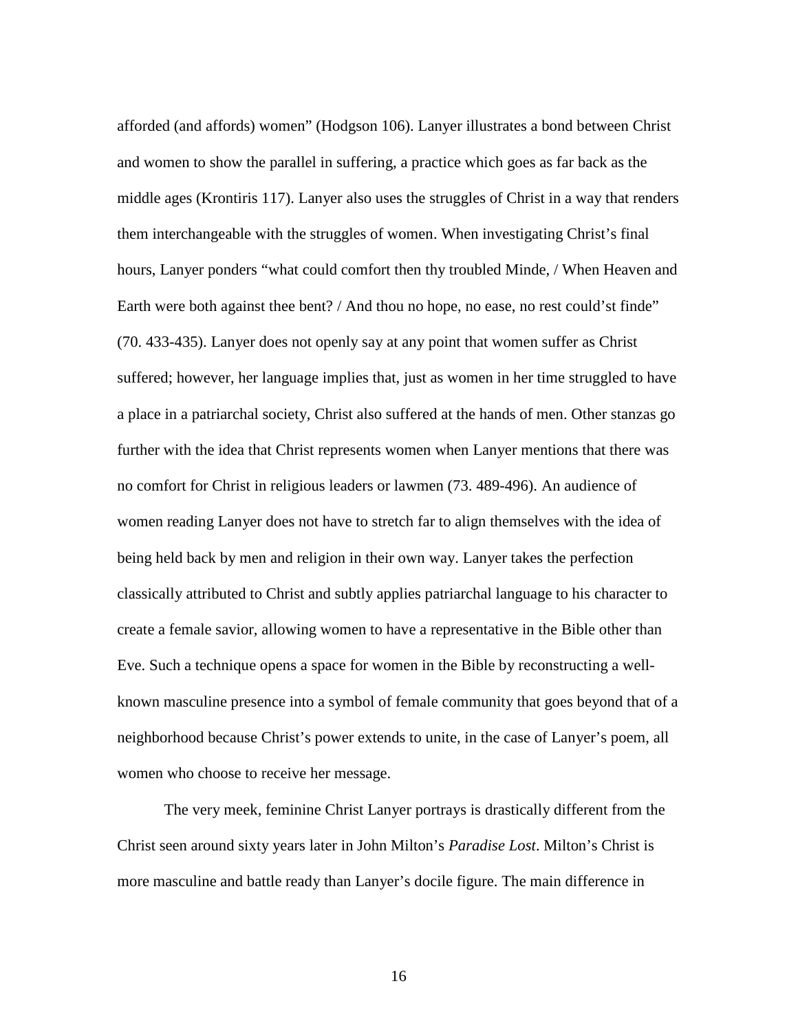afforded (and affords) women" (Hodgson 106). Lanyer illustrates a bond between Christ and women to show the parallel in suffering, a practice which goes as far back as the middle ages (Krontiris 117). Lanyer also uses the struggles of Christ in a way that renders them interchangeable with the struggles of women. When investigating Christ's final hours, Lanyer ponders "what could comfort then thy troubled Minde, / When Heaven and Earth were both against thee bent? / And thou no hope, no ease, no rest could'st finde" (70. 433-435). Lanyer does not openly say at any point that women suffer as Christ suffered; however, her language implies that, just as women in her time struggled to have a place in a patriarchal society, Christ also suffered at the hands of men. Other stanzas go further with the idea that Christ represents women when Lanyer mentions that there was no comfort for Christ in religious leaders or lawmen (73. 489-496). An audience of women reading Lanyer does not have to stretch far to align themselves with the idea of being held back by men and religion in their own way. Lanyer takes the perfection classically attributed to Christ and subtly applies patriarchal language to his character to create a female savior, allowing women to have a representative in the Bible other than Eve. Such a technique opens a space for women in the Bible by reconstructing a well-known masculine presence into a symbol of female community that goes beyond that of a neighborhood because Christ's power extends to unite, in the case of Lanyer's poem, all women who choose to receive her message.

The very meek, feminine Christ Lanyer portrays is drastically different from the Christ seen around sixty years later in John Milton's *Paradise Lost*. Milton's Christ is more masculine and battle ready than Lanyer's docile figure. The main difference in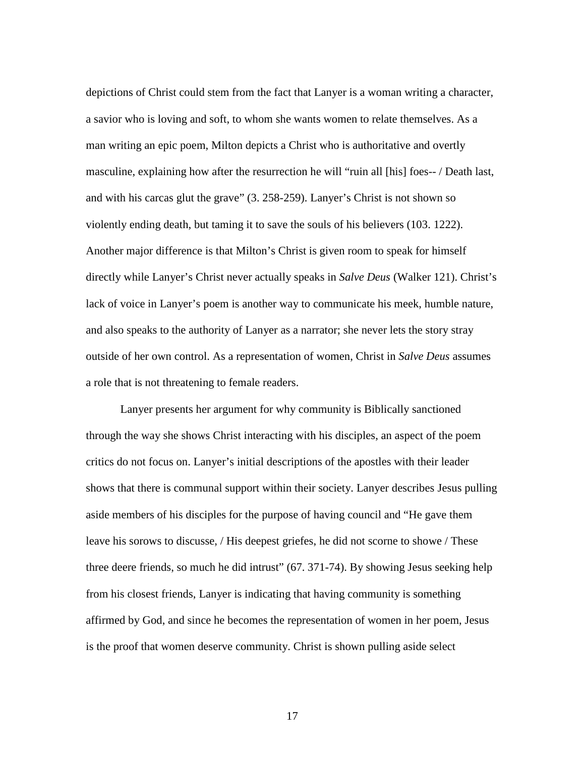depictions of Christ could stem from the fact that Lanyer is a woman writing a character, a savior who is loving and soft, to whom she wants women to relate themselves. As a man writing an epic poem, Milton depicts a Christ who is authoritative and overtly masculine, explaining how after the resurrection he will "ruin all [his] foes-- / Death last, and with his carcas glut the grave" (3. 258-259). Lanyer's Christ is not shown so violently ending death, but taming it to save the souls of his believers (103. 1222). Another major difference is that Milton's Christ is given room to speak for himself directly while Lanyer's Christ never actually speaks in *Salve Deus* (Walker 121). Christ's lack of voice in Lanyer's poem is another way to communicate his meek, humble nature, and also speaks to the authority of Lanyer as a narrator; she never lets the story stray outside of her own control. As a representation of women, Christ in *Salve Deus* assumes a role that is not threatening to female readers.

Lanyer presents her argument for why community is Biblically sanctioned through the way she shows Christ interacting with his disciples, an aspect of the poem critics do not focus on. Lanyer's initial descriptions of the apostles with their leader shows that there is communal support within their society. Lanyer describes Jesus pulling aside members of his disciples for the purpose of having council and "He gave them leave his sorows to discusse, / His deepest griefes, he did not scorne to showe / These three deere friends, so much he did intrust" (67. 371-74). By showing Jesus seeking help from his closest friends, Lanyer is indicating that having community is something affirmed by God, and since he becomes the representation of women in her poem, Jesus is the proof that women deserve community. Christ is shown pulling aside select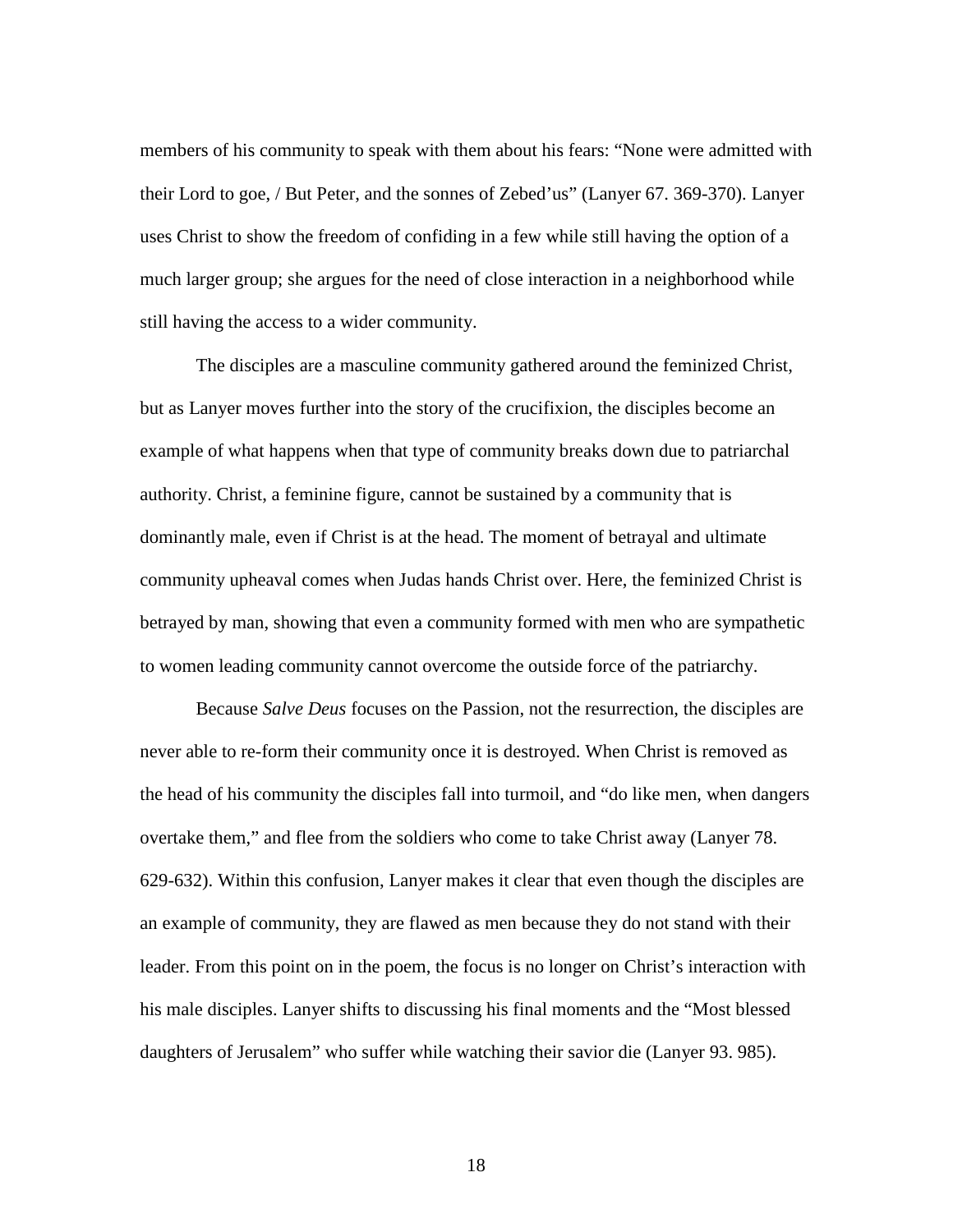members of his community to speak with them about his fears: “None were admitted with their Lord to goe, / But Peter, and the sonnes of Zebed’us” (Lanyer 67. 369-370). Lanyer uses Christ to show the freedom of confiding in a few while still having the option of a much larger group; she argues for the need of close interaction in a neighborhood while still having the access to a wider community.

The disciples are a masculine community gathered around the feminized Christ, but as Lanyer moves further into the story of the crucifixion, the disciples become an example of what happens when that type of community breaks down due to patriarchal authority. Christ, a feminine figure, cannot be sustained by a community that is dominantly male, even if Christ is at the head. The moment of betrayal and ultimate community upheaval comes when Judas hands Christ over. Here, the feminized Christ is betrayed by man, showing that even a community formed with men who are sympathetic to women leading community cannot overcome the outside force of the patriarchy.

Because *Salve Deus* focuses on the Passion, not the resurrection, the disciples are never able to re-form their community once it is destroyed. When Christ is removed as the head of his community the disciples fall into turmoil, and “do like men, when dangers overtake them,” and flee from the soldiers who come to take Christ away (Lanyer 78. 629-632). Within this confusion, Lanyer makes it clear that even though the disciples are an example of community, they are flawed as men because they do not stand with their leader. From this point on in the poem, the focus is no longer on Christ’s interaction with his male disciples. Lanyer shifts to discussing his final moments and the “Most blessed daughters of Jerusalem” who suffer while watching their savior die (Lanyer 93. 985).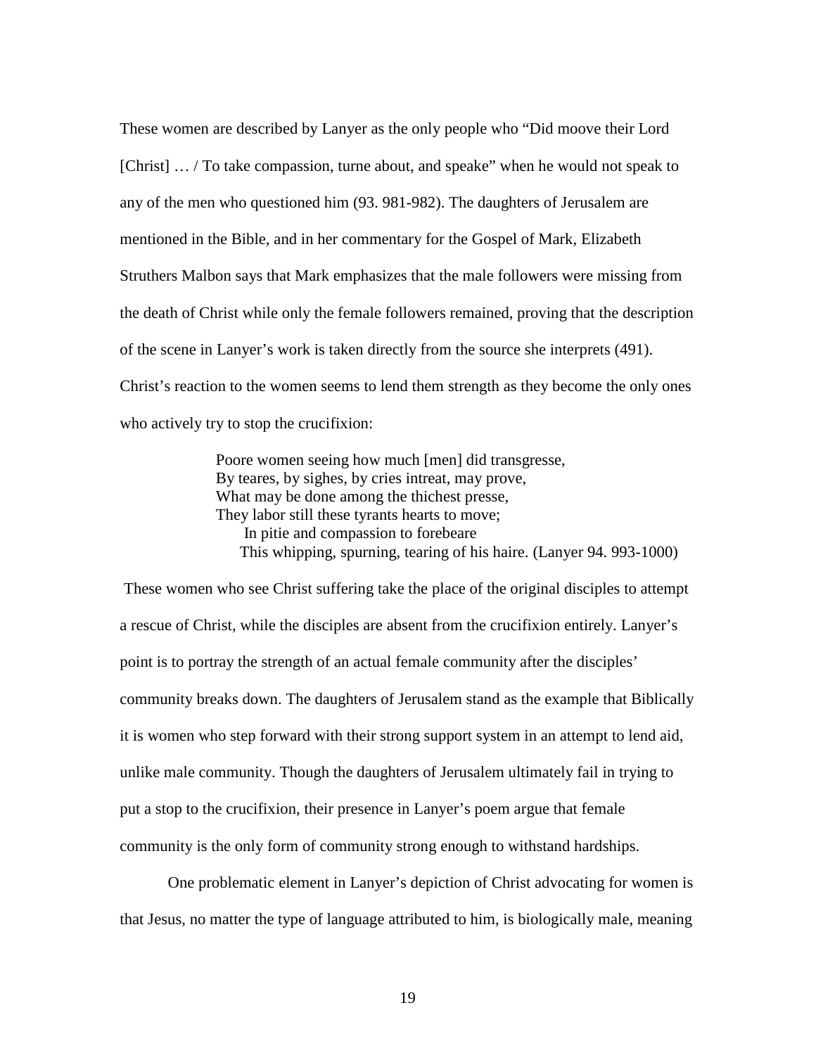These women are described by Lanyer as the only people who "Did moove their Lord [Christ] … / To take compassion, turne about, and speake" when he would not speak to any of the men who questioned him (93. 981-982). The daughters of Jerusalem are mentioned in the Bible, and in her commentary for the Gospel of Mark, Elizabeth Struthers Malbon says that Mark emphasizes that the male followers were missing from the death of Christ while only the female followers remained, proving that the description of the scene in Lanyer's work is taken directly from the source she interprets (491). Christ's reaction to the women seems to lend them strength as they become the only ones who actively try to stop the crucifixion:

> Poore women seeing how much [men] did transgresse,
> By teares, by sighes, by cries intreat, may prove,
> What may be done among the thichest presse,
> They labor still these tyrants hearts to move;
> In pitie and compassion to forebeare
> This whipping, spurning, tearing of his haire. (Lanyer 94. 993-1000)

These women who see Christ suffering take the place of the original disciples to attempt a rescue of Christ, while the disciples are absent from the crucifixion entirely. Lanyer's point is to portray the strength of an actual female community after the disciples' community breaks down. The daughters of Jerusalem stand as the example that Biblically it is women who step forward with their strong support system in an attempt to lend aid, unlike male community. Though the daughters of Jerusalem ultimately fail in trying to put a stop to the crucifixion, their presence in Lanyer's poem argue that female community is the only form of community strong enough to withstand hardships.

One problematic element in Lanyer's depiction of Christ advocating for women is that Jesus, no matter the type of language attributed to him, is biologically male, meaning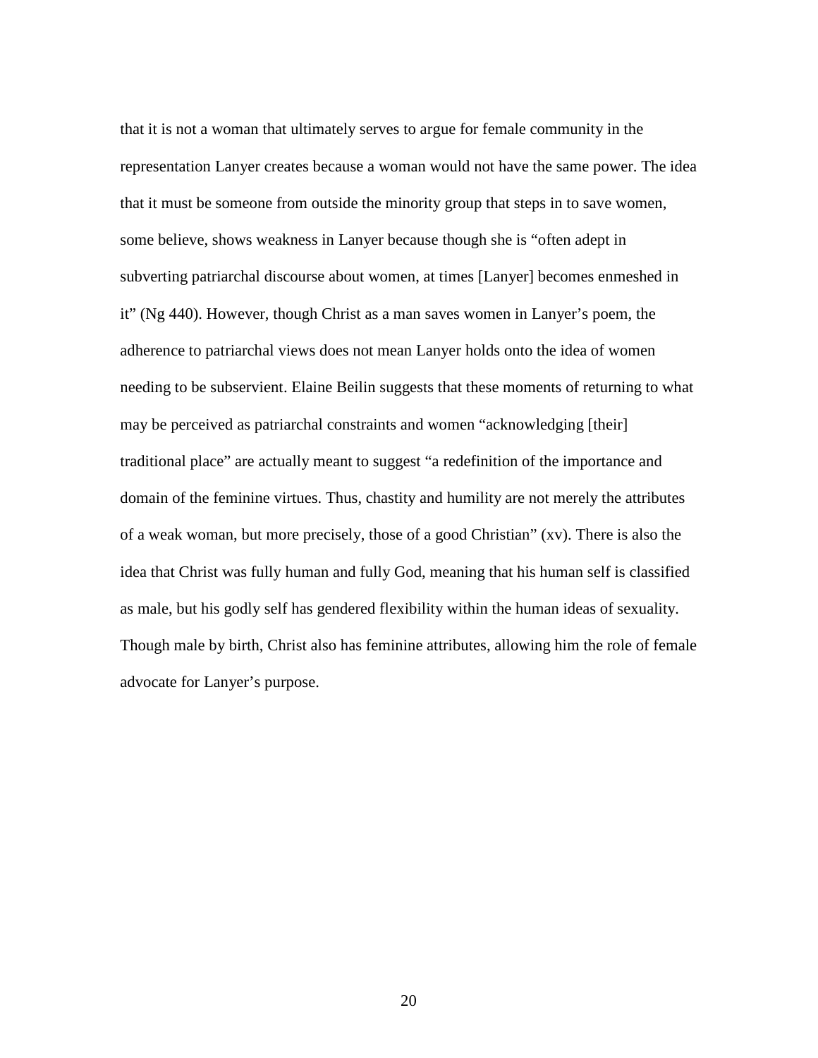that it is not a woman that ultimately serves to argue for female community in the representation Lanyer creates because a woman would not have the same power. The idea that it must be someone from outside the minority group that steps in to save women, some believe, shows weakness in Lanyer because though she is "often adept in subverting patriarchal discourse about women, at times [Lanyer] becomes enmeshed in it" (Ng 440). However, though Christ as a man saves women in Lanyer's poem, the adherence to patriarchal views does not mean Lanyer holds onto the idea of women needing to be subservient. Elaine Beilin suggests that these moments of returning to what may be perceived as patriarchal constraints and women "acknowledging [their] traditional place" are actually meant to suggest "a redefinition of the importance and domain of the feminine virtues. Thus, chastity and humility are not merely the attributes of a weak woman, but more precisely, those of a good Christian" (xv). There is also the idea that Christ was fully human and fully God, meaning that his human self is classified as male, but his godly self has gendered flexibility within the human ideas of sexuality. Though male by birth, Christ also has feminine attributes, allowing him the role of female advocate for Lanyer's purpose.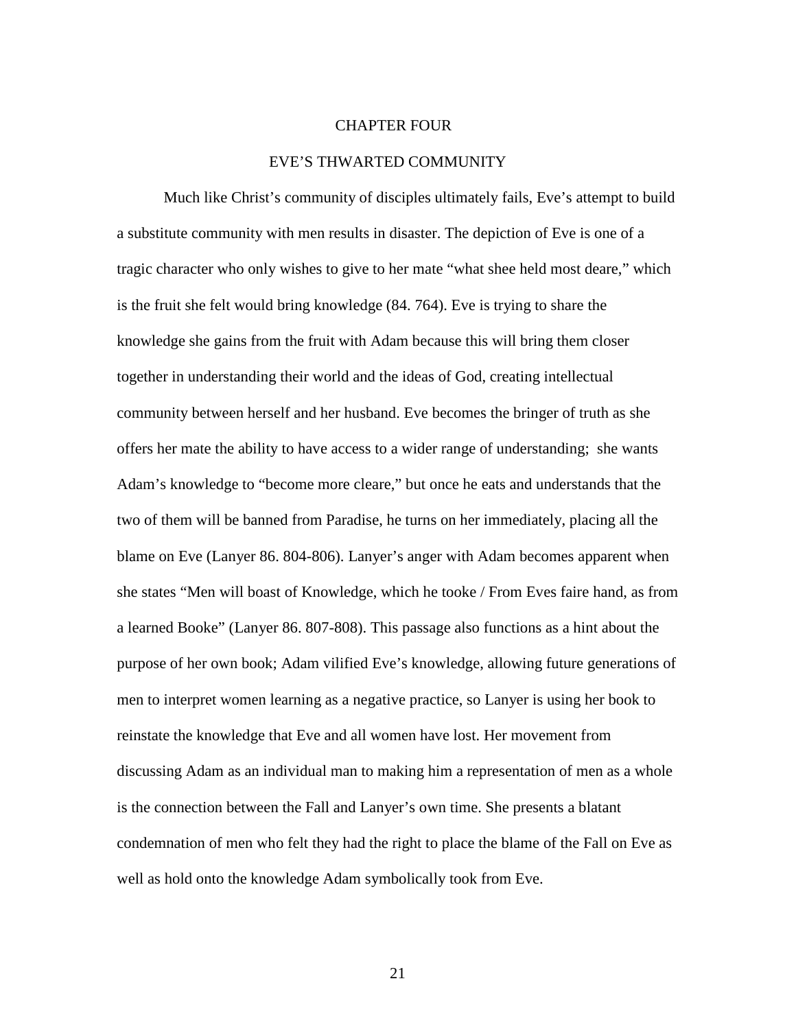# CHAPTER FOUR

## EVE'S THWARTED COMMUNITY

Much like Christ's community of disciples ultimately fails, Eve's attempt to build a substitute community with men results in disaster. The depiction of Eve is one of a tragic character who only wishes to give to her mate "what shee held most deare," which is the fruit she felt would bring knowledge (84. 764). Eve is trying to share the knowledge she gains from the fruit with Adam because this will bring them closer together in understanding their world and the ideas of God, creating intellectual community between herself and her husband. Eve becomes the bringer of truth as she offers her mate the ability to have access to a wider range of understanding; she wants Adam's knowledge to "become more cleare," but once he eats and understands that the two of them will be banned from Paradise, he turns on her immediately, placing all the blame on Eve (Lanyer 86. 804-806). Lanyer's anger with Adam becomes apparent when she states "Men will boast of Knowledge, which he tooke / From Eves faire hand, as from a learned Booke" (Lanyer 86. 807-808). This passage also functions as a hint about the purpose of her own book; Adam vilified Eve's knowledge, allowing future generations of men to interpret women learning as a negative practice, so Lanyer is using her book to reinstate the knowledge that Eve and all women have lost. Her movement from discussing Adam as an individual man to making him a representation of men as a whole is the connection between the Fall and Lanyer's own time. She presents a blatant condemnation of men who felt they had the right to place the blame of the Fall on Eve as well as hold onto the knowledge Adam symbolically took from Eve.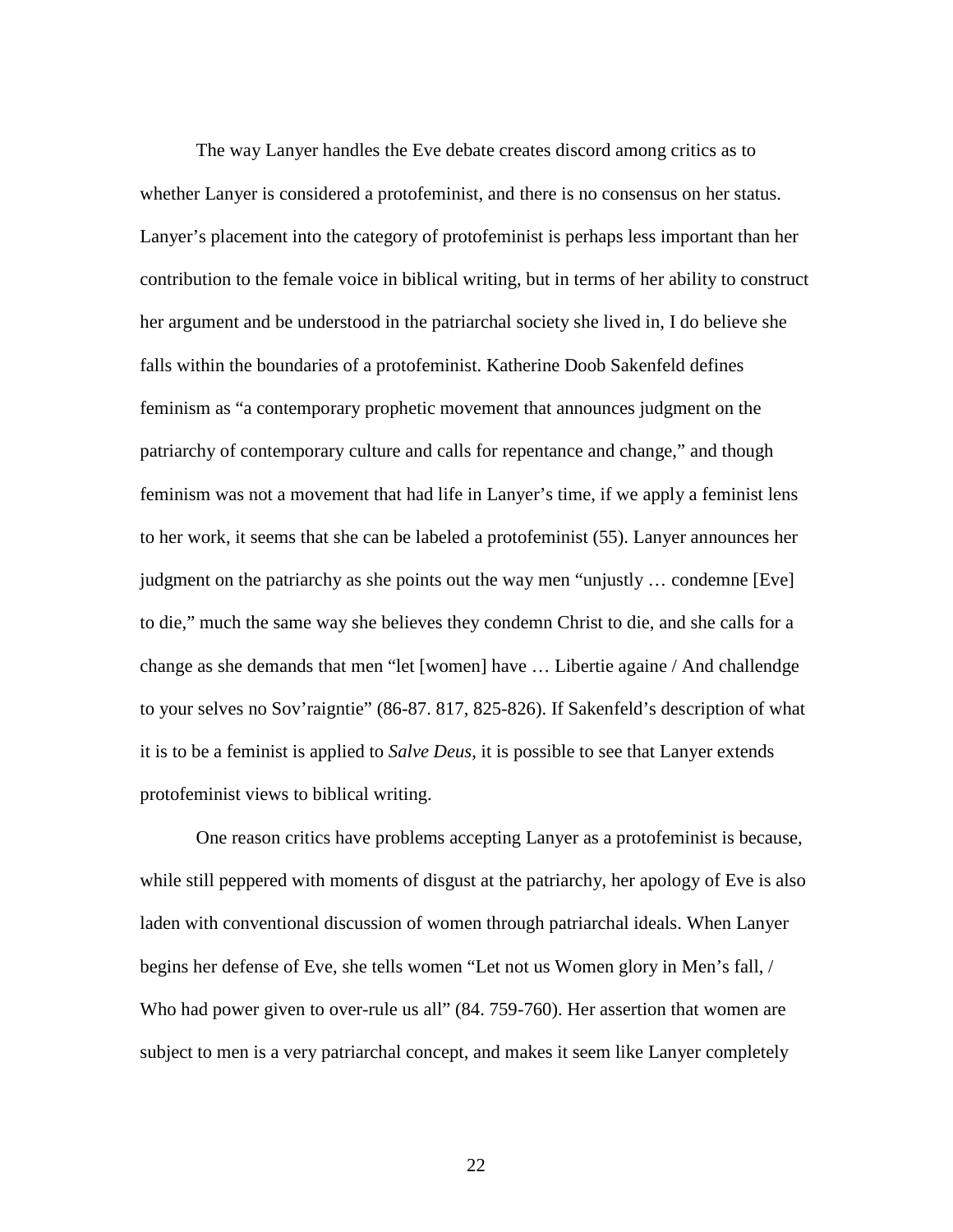The way Lanyer handles the Eve debate creates discord among critics as to whether Lanyer is considered a protofeminist, and there is no consensus on her status. Lanyer's placement into the category of protofeminist is perhaps less important than her contribution to the female voice in biblical writing, but in terms of her ability to construct her argument and be understood in the patriarchal society she lived in, I do believe she falls within the boundaries of a protofeminist. Katherine Doob Sakenfeld defines feminism as "a contemporary prophetic movement that announces judgment on the patriarchy of contemporary culture and calls for repentance and change," and though feminism was not a movement that had life in Lanyer's time, if we apply a feminist lens to her work, it seems that she can be labeled a protofeminist (55). Lanyer announces her judgment on the patriarchy as she points out the way men "unjustly … condemne [Eve] to die," much the same way she believes they condemn Christ to die, and she calls for a change as she demands that men "let [women] have … Libertie againe / And challendge to your selves no Sov'raigntie" (86-87. 817, 825-826). If Sakenfeld's description of what it is to be a feminist is applied to *Salve Deus*, it is possible to see that Lanyer extends protofeminist views to biblical writing.

One reason critics have problems accepting Lanyer as a protofeminist is because, while still peppered with moments of disgust at the patriarchy, her apology of Eve is also laden with conventional discussion of women through patriarchal ideals. When Lanyer begins her defense of Eve, she tells women "Let not us Women glory in Men's fall, / Who had power given to over-rule us all" (84. 759-760). Her assertion that women are subject to men is a very patriarchal concept, and makes it seem like Lanyer completely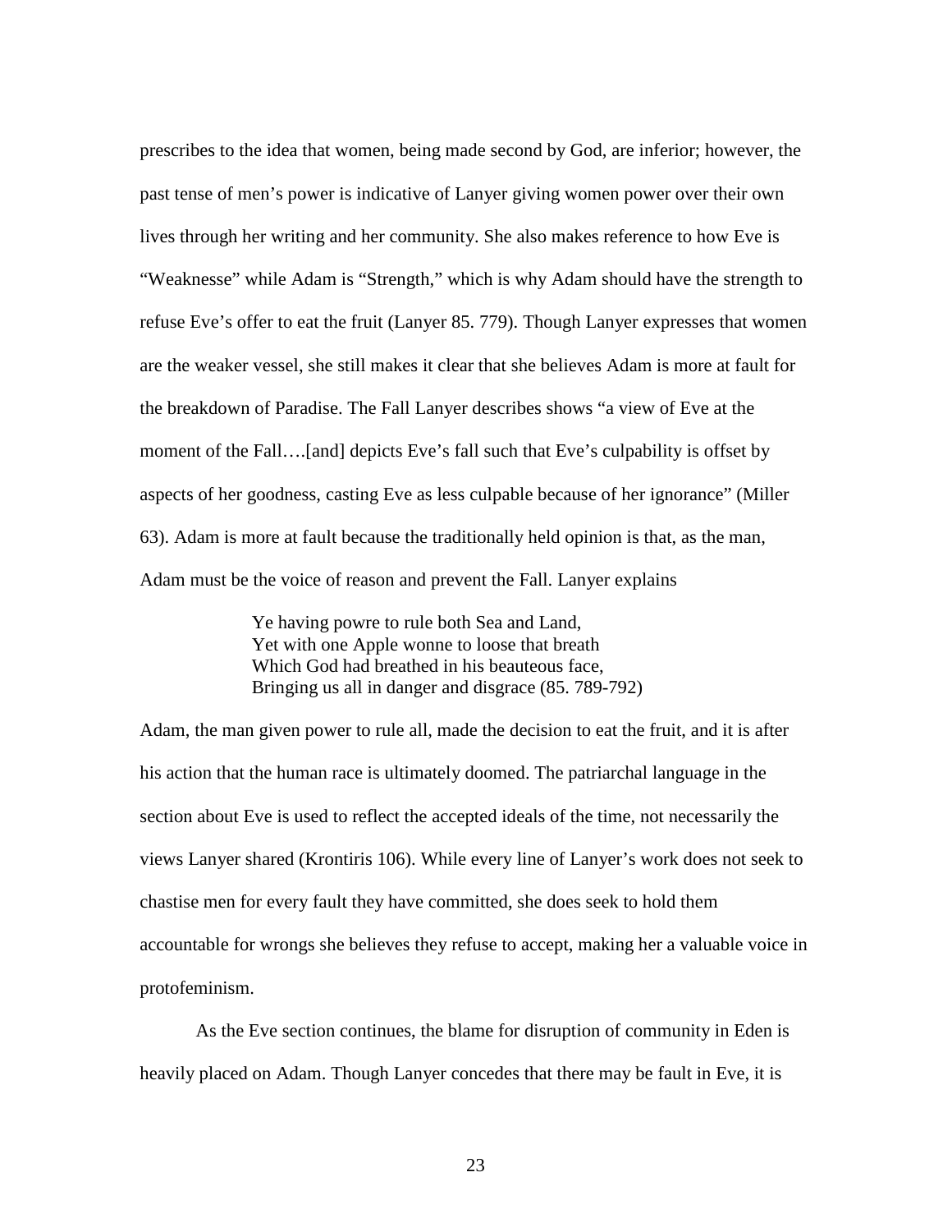prescribes to the idea that women, being made second by God, are inferior; however, the past tense of men's power is indicative of Lanyer giving women power over their own lives through her writing and her community. She also makes reference to how Eve is "Weaknesse" while Adam is "Strength," which is why Adam should have the strength to refuse Eve's offer to eat the fruit (Lanyer 85. 779). Though Lanyer expresses that women are the weaker vessel, she still makes it clear that she believes Adam is more at fault for the breakdown of Paradise. The Fall Lanyer describes shows "a view of Eve at the moment of the Fall….[and] depicts Eve's fall such that Eve's culpability is offset by aspects of her goodness, casting Eve as less culpable because of her ignorance" (Miller 63). Adam is more at fault because the traditionally held opinion is that, as the man, Adam must be the voice of reason and prevent the Fall. Lanyer explains

> Ye having powre to rule both Sea and Land,
> Yet with one Apple wonne to loose that breath
> Which God had breathed in his beauteous face,
> Bringing us all in danger and disgrace (85. 789-792)

Adam, the man given power to rule all, made the decision to eat the fruit, and it is after his action that the human race is ultimately doomed. The patriarchal language in the section about Eve is used to reflect the accepted ideals of the time, not necessarily the views Lanyer shared (Krontiris 106). While every line of Lanyer's work does not seek to chastise men for every fault they have committed, she does seek to hold them accountable for wrongs she believes they refuse to accept, making her a valuable voice in protofeminism.

As the Eve section continues, the blame for disruption of community in Eden is heavily placed on Adam. Though Lanyer concedes that there may be fault in Eve, it is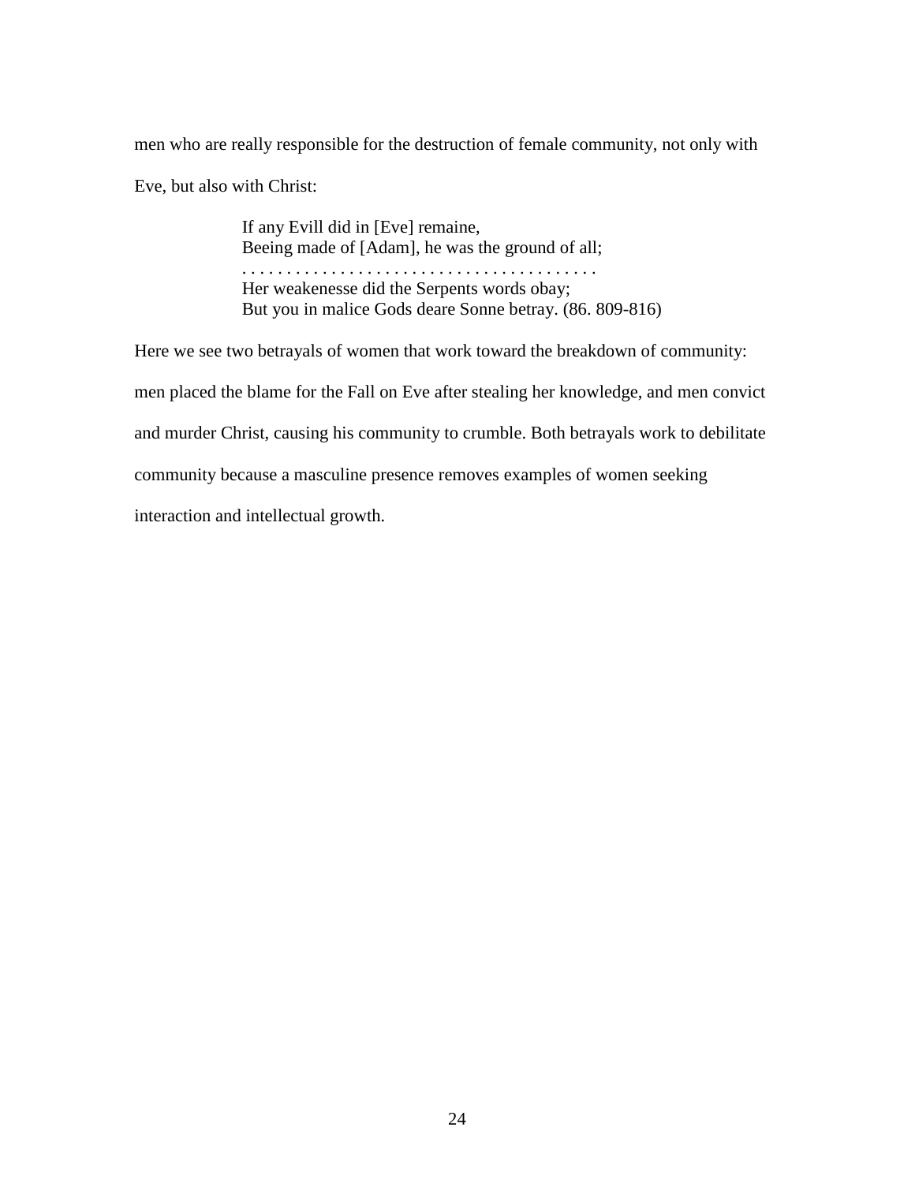men who are really responsible for the destruction of female community, not only with Eve, but also with Christ:

> If any Evill did in [Eve] remaine,
> Beeing made of [Adam], he was the ground of all;
> . . . . . . . . . . . . . . . . . . . . . . . . . . . . . . . . . . . . . . .
> Her weakenesse did the Serpents words obay;
> But you in malice Gods deare Sonne betray. (86. 809-816)

Here we see two betrayals of women that work toward the breakdown of community: men placed the blame for the Fall on Eve after stealing her knowledge, and men convict and murder Christ, causing his community to crumble. Both betrayals work to debilitate community because a masculine presence removes examples of women seeking interaction and intellectual growth.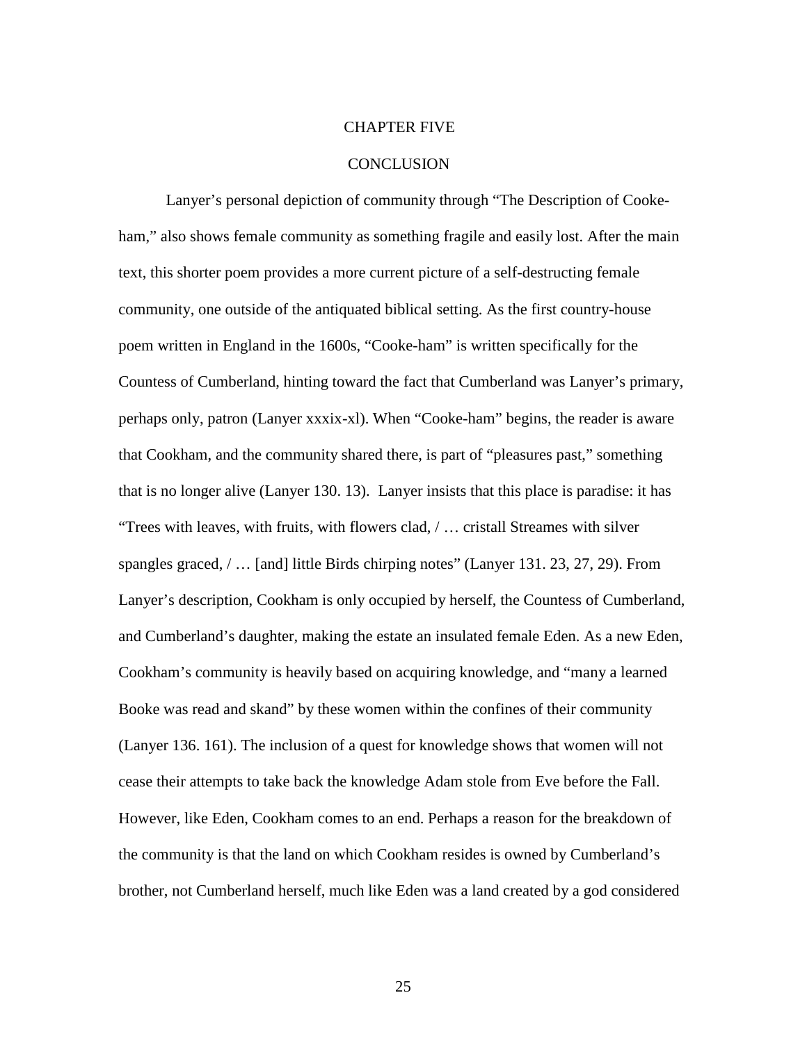# CHAPTER FIVE

## CONCLUSION

Lanyer's personal depiction of community through "The Description of Cooke-ham," also shows female community as something fragile and easily lost. After the main text, this shorter poem provides a more current picture of a self-destructing female community, one outside of the antiquated biblical setting. As the first country-house poem written in England in the 1600s, "Cooke-ham" is written specifically for the Countess of Cumberland, hinting toward the fact that Cumberland was Lanyer's primary, perhaps only, patron (Lanyer xxxix-xl). When "Cooke-ham" begins, the reader is aware that Cookham, and the community shared there, is part of "pleasures past," something that is no longer alive (Lanyer 130. 13). Lanyer insists that this place is paradise: it has "Trees with leaves, with fruits, with flowers clad, / … cristall Streames with silver spangles graced, / … [and] little Birds chirping notes" (Lanyer 131. 23, 27, 29). From Lanyer's description, Cookham is only occupied by herself, the Countess of Cumberland, and Cumberland's daughter, making the estate an insulated female Eden. As a new Eden, Cookham's community is heavily based on acquiring knowledge, and "many a learned Booke was read and skand" by these women within the confines of their community (Lanyer 136. 161). The inclusion of a quest for knowledge shows that women will not cease their attempts to take back the knowledge Adam stole from Eve before the Fall. However, like Eden, Cookham comes to an end. Perhaps a reason for the breakdown of the community is that the land on which Cookham resides is owned by Cumberland's brother, not Cumberland herself, much like Eden was a land created by a god considered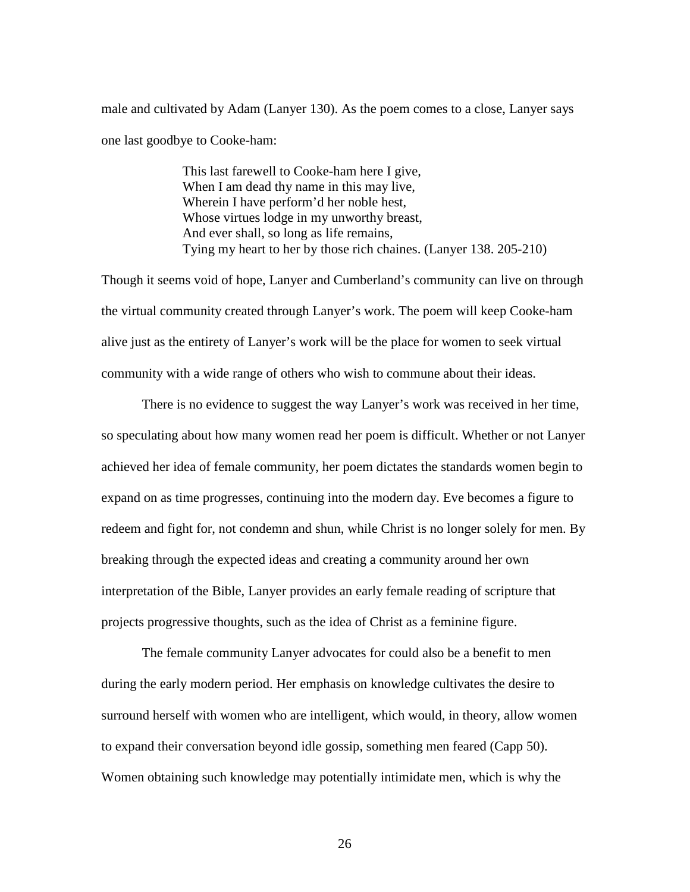male and cultivated by Adam (Lanyer 130). As the poem comes to a close, Lanyer says one last goodbye to Cooke-ham:

> This last farewell to Cooke-ham here I give,
> When I am dead thy name in this may live,
> Wherein I have perform'd her noble hest,
> Whose virtues lodge in my unworthy breast,
> And ever shall, so long as life remains,
> Tying my heart to her by those rich chaines. (Lanyer 138. 205-210)

Though it seems void of hope, Lanyer and Cumberland's community can live on through the virtual community created through Lanyer's work. The poem will keep Cooke-ham alive just as the entirety of Lanyer's work will be the place for women to seek virtual community with a wide range of others who wish to commune about their ideas.

There is no evidence to suggest the way Lanyer's work was received in her time, so speculating about how many women read her poem is difficult. Whether or not Lanyer achieved her idea of female community, her poem dictates the standards women begin to expand on as time progresses, continuing into the modern day. Eve becomes a figure to redeem and fight for, not condemn and shun, while Christ is no longer solely for men. By breaking through the expected ideas and creating a community around her own interpretation of the Bible, Lanyer provides an early female reading of scripture that projects progressive thoughts, such as the idea of Christ as a feminine figure.

The female community Lanyer advocates for could also be a benefit to men during the early modern period. Her emphasis on knowledge cultivates the desire to surround herself with women who are intelligent, which would, in theory, allow women to expand their conversation beyond idle gossip, something men feared (Capp 50). Women obtaining such knowledge may potentially intimidate men, which is why the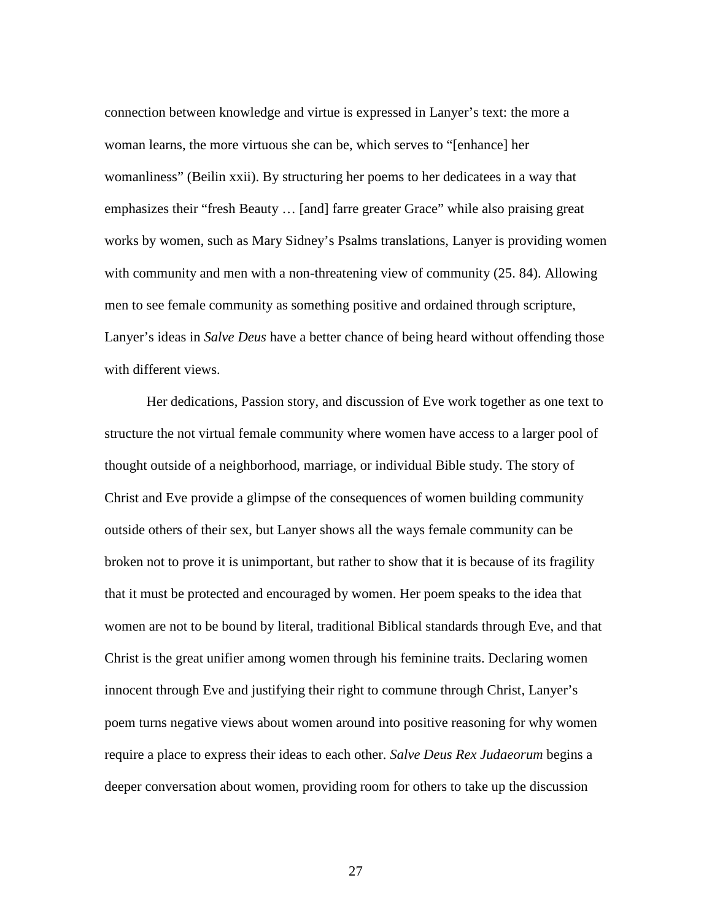connection between knowledge and virtue is expressed in Lanyer's text: the more a woman learns, the more virtuous she can be, which serves to "[enhance] her womanliness" (Beilin xxii). By structuring her poems to her dedicatees in a way that emphasizes their "fresh Beauty … [and] farre greater Grace" while also praising great works by women, such as Mary Sidney's Psalms translations, Lanyer is providing women with community and men with a non-threatening view of community (25. 84). Allowing men to see female community as something positive and ordained through scripture, Lanyer's ideas in *Salve Deus* have a better chance of being heard without offending those with different views.

Her dedications, Passion story, and discussion of Eve work together as one text to structure the not virtual female community where women have access to a larger pool of thought outside of a neighborhood, marriage, or individual Bible study. The story of Christ and Eve provide a glimpse of the consequences of women building community outside others of their sex, but Lanyer shows all the ways female community can be broken not to prove it is unimportant, but rather to show that it is because of its fragility that it must be protected and encouraged by women. Her poem speaks to the idea that women are not to be bound by literal, traditional Biblical standards through Eve, and that Christ is the great unifier among women through his feminine traits. Declaring women innocent through Eve and justifying their right to commune through Christ, Lanyer's poem turns negative views about women around into positive reasoning for why women require a place to express their ideas to each other. *Salve Deus Rex Judaeorum* begins a deeper conversation about women, providing room for others to take up the discussion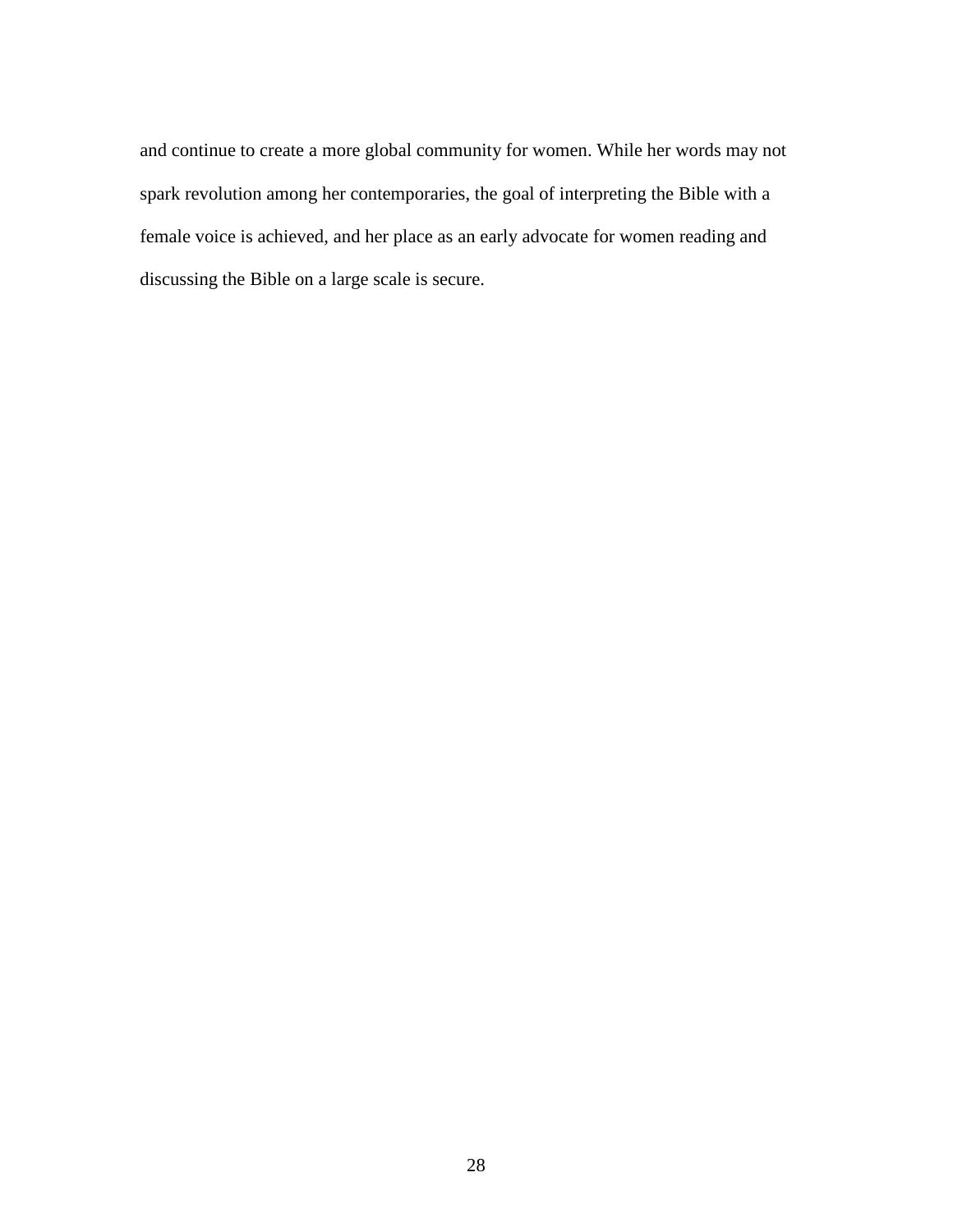and continue to create a more global community for women. While her words may not spark revolution among her contemporaries, the goal of interpreting the Bible with a female voice is achieved, and her place as an early advocate for women reading and discussing the Bible on a large scale is secure.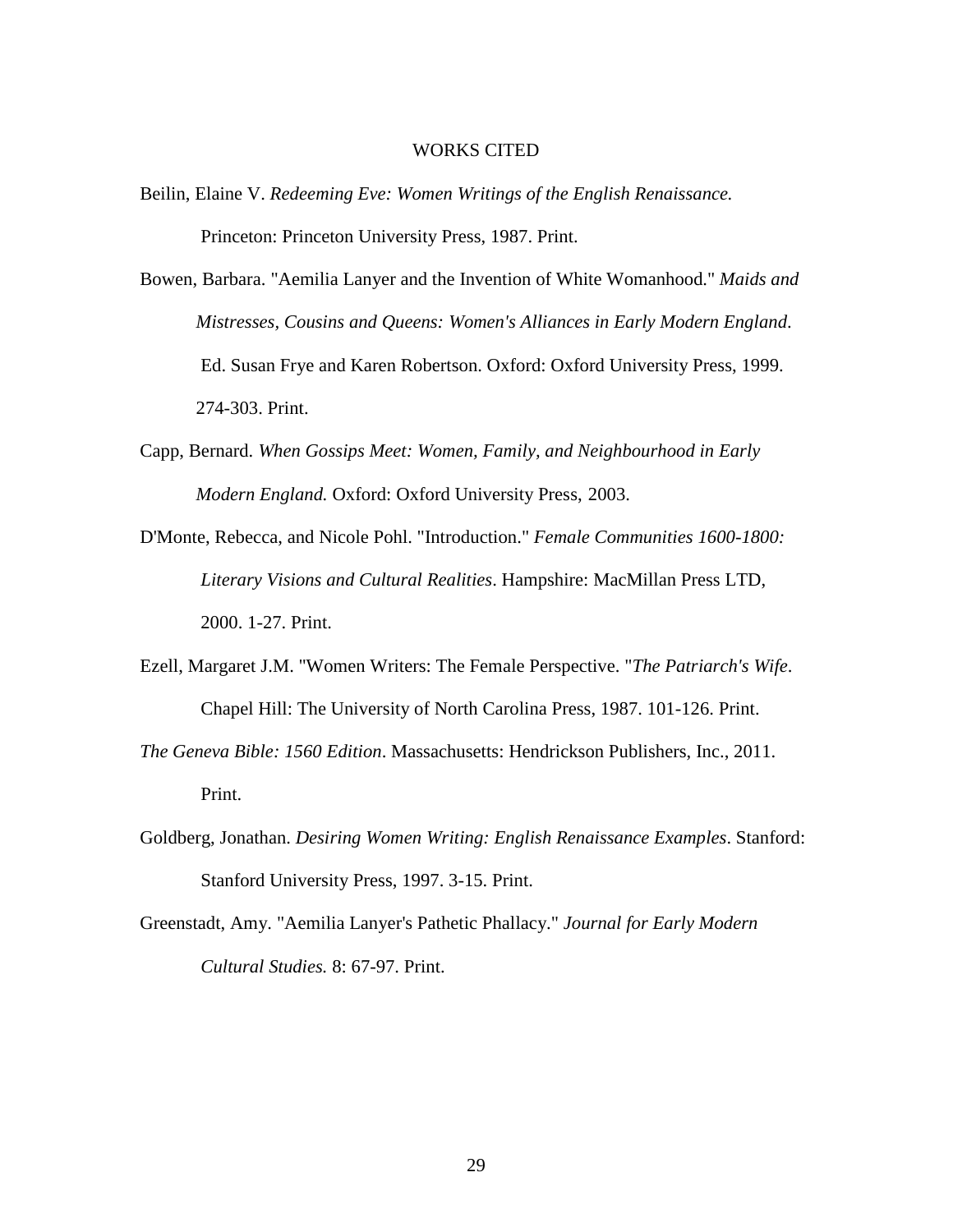# WORKS CITED

Beilin, Elaine V. *Redeeming Eve: Women Writings of the English Renaissance.* Princeton: Princeton University Press, 1987. Print.

Bowen, Barbara. "Aemilia Lanyer and the Invention of White Womanhood." *Maids and Mistresses, Cousins and Queens: Women's Alliances in Early Modern England*. Ed. Susan Frye and Karen Robertson. Oxford: Oxford University Press, 1999. 274-303. Print.

Capp, Bernard. *When Gossips Meet: Women, Family, and Neighbourhood in Early Modern England.* Oxford: Oxford University Press, 2003.

D'Monte, Rebecca, and Nicole Pohl. "Introduction." *Female Communities 1600-1800: Literary Visions and Cultural Realities*. Hampshire: MacMillan Press LTD, 2000. 1-27. Print.

Ezell, Margaret J.M. "Women Writers: The Female Perspective. "*The Patriarch's Wife*. Chapel Hill: The University of North Carolina Press, 1987. 101-126. Print.

*The Geneva Bible: 1560 Edition*. Massachusetts: Hendrickson Publishers, Inc., 2011. Print.

Goldberg, Jonathan. *Desiring Women Writing: English Renaissance Examples*. Stanford: Stanford University Press, 1997. 3-15. Print.

Greenstadt, Amy. "Aemilia Lanyer's Pathetic Phallacy." *Journal for Early Modern Cultural Studies.* 8: 67-97. Print.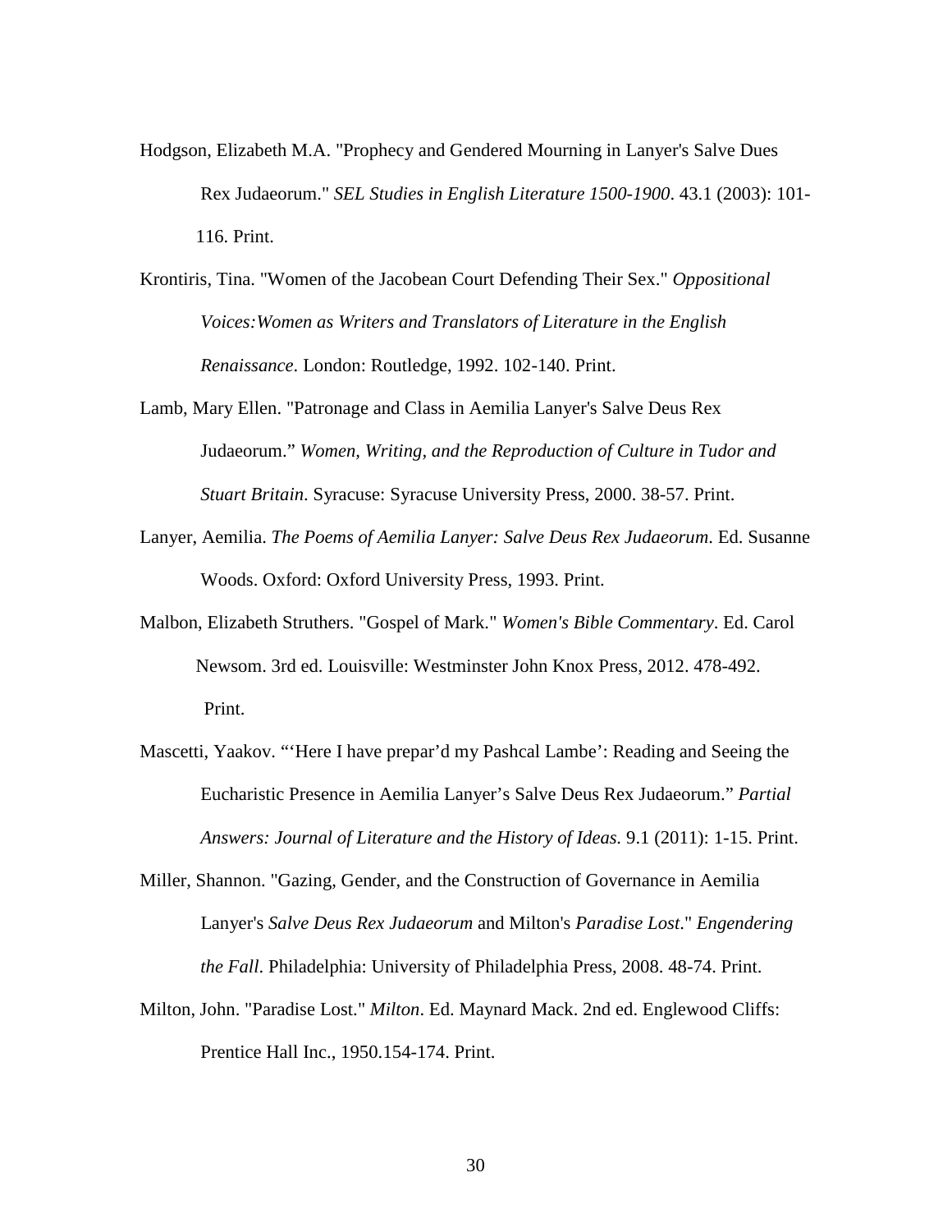Hodgson, Elizabeth M.A. "Prophecy and Gendered Mourning in Lanyer's Salve Dues Rex Judaeorum." *SEL Studies in English Literature 1500-1900*. 43.1 (2003): 101-116. Print.

Krontiris, Tina. "Women of the Jacobean Court Defending Their Sex." *Oppositional Voices:Women as Writers and Translators of Literature in the English Renaissance*. London: Routledge, 1992. 102-140. Print.

Lamb, Mary Ellen. "Patronage and Class in Aemilia Lanyer's Salve Deus Rex Judaeorum." *Women, Writing, and the Reproduction of Culture in Tudor and Stuart Britain*. Syracuse: Syracuse University Press, 2000. 38-57. Print.

Lanyer, Aemilia. *The Poems of Aemilia Lanyer: Salve Deus Rex Judaeorum*. Ed. Susanne Woods. Oxford: Oxford University Press, 1993. Print.

Malbon, Elizabeth Struthers. "Gospel of Mark." *Women's Bible Commentary*. Ed. Carol Newsom. 3rd ed. Louisville: Westminster John Knox Press, 2012. 478-492. Print.

Mascetti, Yaakov. "'Here I have prepar'd my Pashcal Lambe': Reading and Seeing the Eucharistic Presence in Aemilia Lanyer's Salve Deus Rex Judaeorum." *Partial Answers: Journal of Literature and the History of Ideas.* 9.1 (2011): 1-15. Print.

Miller, Shannon. "Gazing, Gender, and the Construction of Governance in Aemilia Lanyer's *Salve Deus Rex Judaeorum* and Milton's *Paradise Lost*." *Engendering the Fall*. Philadelphia: University of Philadelphia Press, 2008. 48-74. Print.

Milton, John. "Paradise Lost." *Milton*. Ed. Maynard Mack. 2nd ed. Englewood Cliffs: Prentice Hall Inc., 1950.154-174. Print.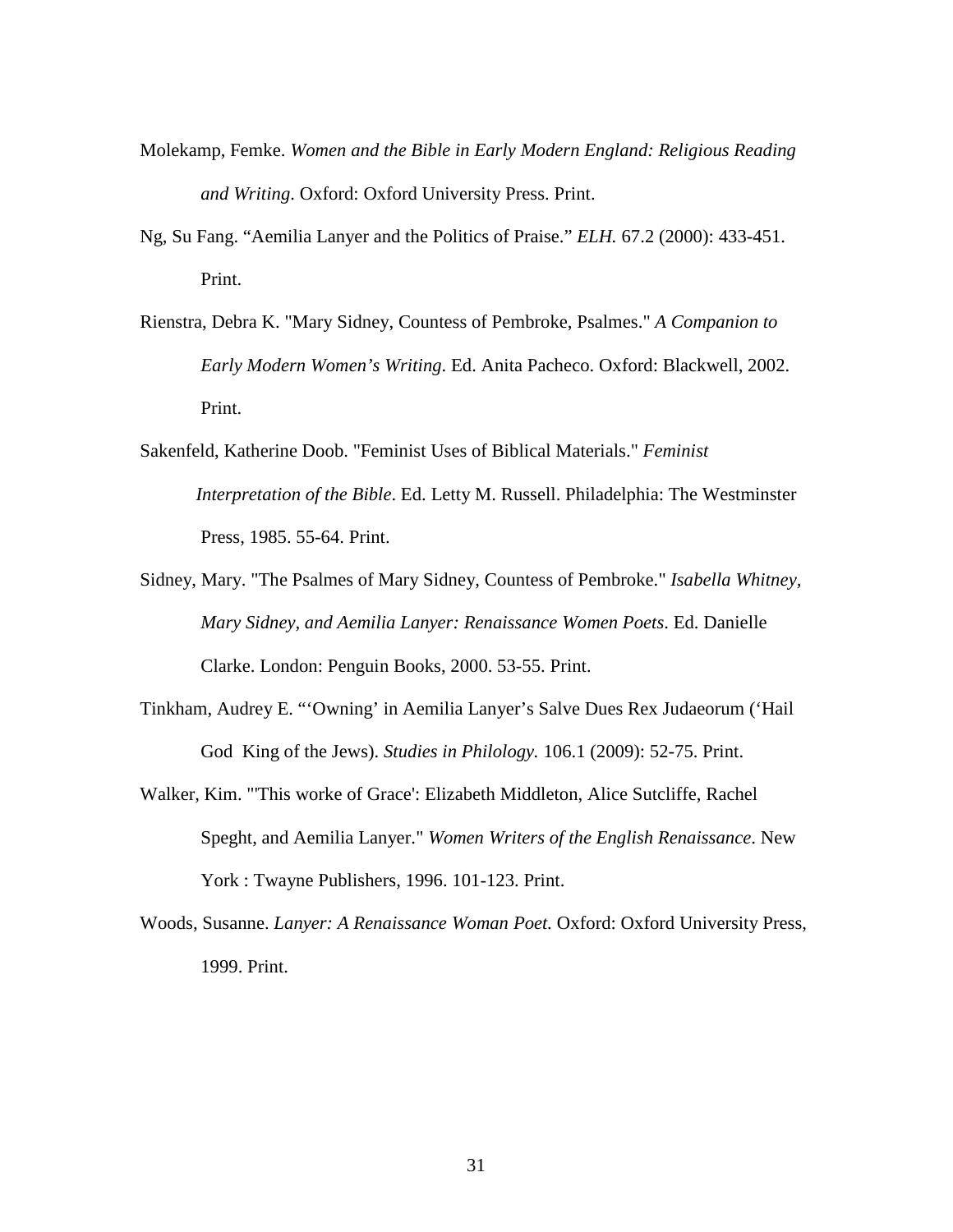Molekamp, Femke. *Women and the Bible in Early Modern England: Religious Reading and Writing*. Oxford: Oxford University Press. Print.

Ng, Su Fang. "Aemilia Lanyer and the Politics of Praise." *ELH.* 67.2 (2000): 433-451. Print.

Rienstra, Debra K. "Mary Sidney, Countess of Pembroke, Psalmes." *A Companion to Early Modern Women's Writing*. Ed. Anita Pacheco. Oxford: Blackwell, 2002. Print.

Sakenfeld, Katherine Doob. "Feminist Uses of Biblical Materials." *Feminist Interpretation of the Bible*. Ed. Letty M. Russell. Philadelphia: The Westminster Press, 1985. 55-64. Print.

Sidney, Mary. "The Psalmes of Mary Sidney, Countess of Pembroke." *Isabella Whitney, Mary Sidney, and Aemilia Lanyer: Renaissance Women Poets*. Ed. Danielle Clarke. London: Penguin Books, 2000. 53-55. Print.

Tinkham, Audrey E. "'Owning' in Aemilia Lanyer's Salve Dues Rex Judaeorum ('Hail God King of the Jews). *Studies in Philology.* 106.1 (2009): 52-75. Print.

Walker, Kim. "'This worke of Grace': Elizabeth Middleton, Alice Sutcliffe, Rachel Speght, and Aemilia Lanyer." *Women Writers of the English Renaissance*. New York : Twayne Publishers, 1996. 101-123. Print.

Woods, Susanne. *Lanyer: A Renaissance Woman Poet.* Oxford: Oxford University Press, 1999. Print.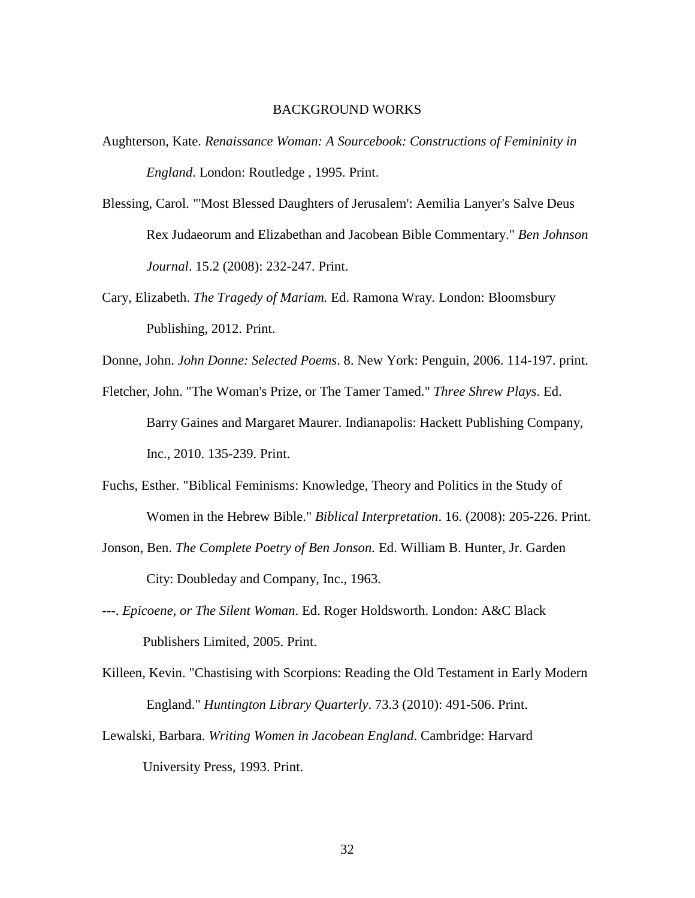# BACKGROUND WORKS

Aughterson, Kate. *Renaissance Woman: A Sourcebook: Constructions of Femininity in England*. London: Routledge , 1995. Print.

Blessing, Carol. "'Most Blessed Daughters of Jerusalem': Aemilia Lanyer's Salve Deus Rex Judaeorum and Elizabethan and Jacobean Bible Commentary." *Ben Johnson Journal*. 15.2 (2008): 232-247. Print.

Cary, Elizabeth. *The Tragedy of Mariam.* Ed. Ramona Wray. London: Bloomsbury Publishing, 2012. Print.

Donne, John. *John Donne: Selected Poems*. 8. New York: Penguin, 2006. 114-197. print.

Fletcher, John. "The Woman's Prize, or The Tamer Tamed." *Three Shrew Plays*. Ed. Barry Gaines and Margaret Maurer. Indianapolis: Hackett Publishing Company, Inc., 2010. 135-239. Print.

Fuchs, Esther. "Biblical Feminisms: Knowledge, Theory and Politics in the Study of Women in the Hebrew Bible." *Biblical Interpretation*. 16. (2008): 205-226. Print.

Jonson, Ben. *The Complete Poetry of Ben Jonson.* Ed. William B. Hunter, Jr. Garden City: Doubleday and Company, Inc., 1963.

---. *Epicoene, or The Silent Woman*. Ed. Roger Holdsworth. London: A&C Black Publishers Limited, 2005. Print.

Killeen, Kevin. "Chastising with Scorpions: Reading the Old Testament in Early Modern England." *Huntington Library Quarterly*. 73.3 (2010): 491-506. Print.

Lewalski, Barbara. *Writing Women in Jacobean England*. Cambridge: Harvard University Press, 1993. Print.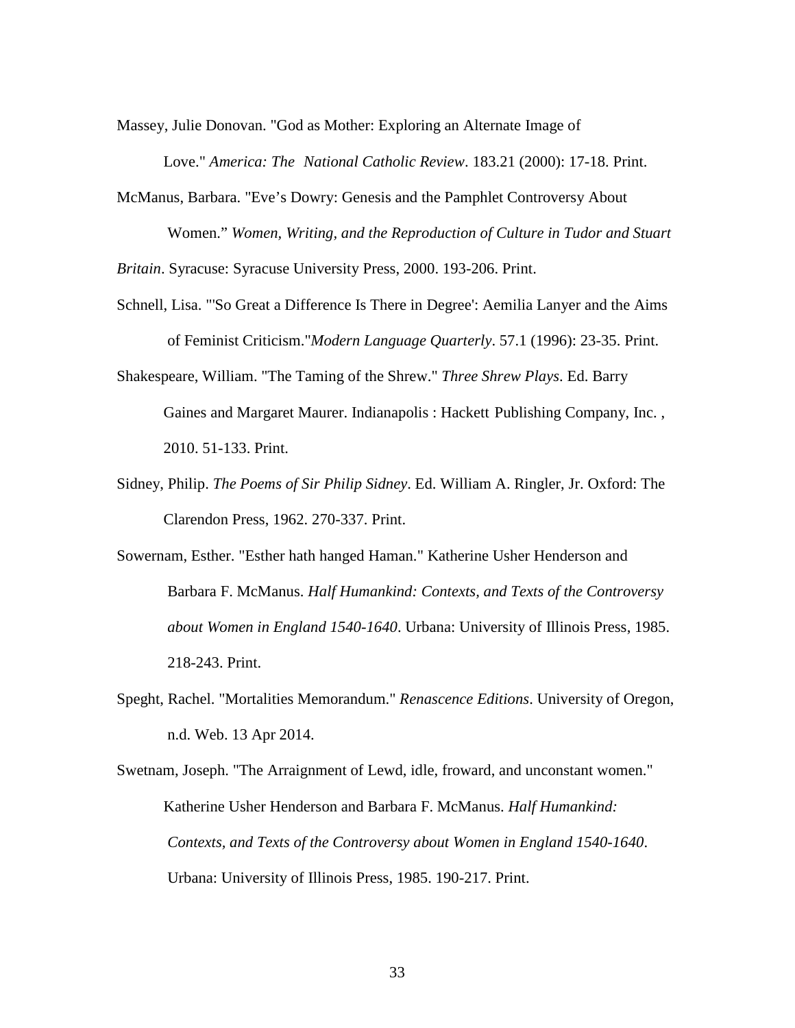Massey, Julie Donovan. "God as Mother: Exploring an Alternate Image of Love." *America: The National Catholic Review*. 183.21 (2000): 17-18. Print.

McManus, Barbara. "Eve's Dowry: Genesis and the Pamphlet Controversy About Women." *Women, Writing, and the Reproduction of Culture in Tudor and Stuart Britain*. Syracuse: Syracuse University Press, 2000. 193-206. Print.

Schnell, Lisa. "'So Great a Difference Is There in Degree': Aemilia Lanyer and the Aims of Feminist Criticism."*Modern Language Quarterly*. 57.1 (1996): 23-35. Print.

Shakespeare, William. "The Taming of the Shrew." *Three Shrew Plays*. Ed. Barry Gaines and Margaret Maurer. Indianapolis : Hackett Publishing Company, Inc. , 2010. 51-133. Print.

Sidney, Philip. *The Poems of Sir Philip Sidney*. Ed. William A. Ringler, Jr. Oxford: The Clarendon Press, 1962. 270-337. Print.

Sowernam, Esther. "Esther hath hanged Haman." Katherine Usher Henderson and Barbara F. McManus. *Half Humankind: Contexts, and Texts of the Controversy about Women in England 1540-1640*. Urbana: University of Illinois Press, 1985. 218-243. Print.

Speght, Rachel. "Mortalities Memorandum." *Renascence Editions*. University of Oregon, n.d. Web. 13 Apr 2014.

Swetnam, Joseph. "The Arraignment of Lewd, idle, froward, and unconstant women." Katherine Usher Henderson and Barbara F. McManus. *Half Humankind: Contexts, and Texts of the Controversy about Women in England 1540-1640*. Urbana: University of Illinois Press, 1985. 190-217. Print.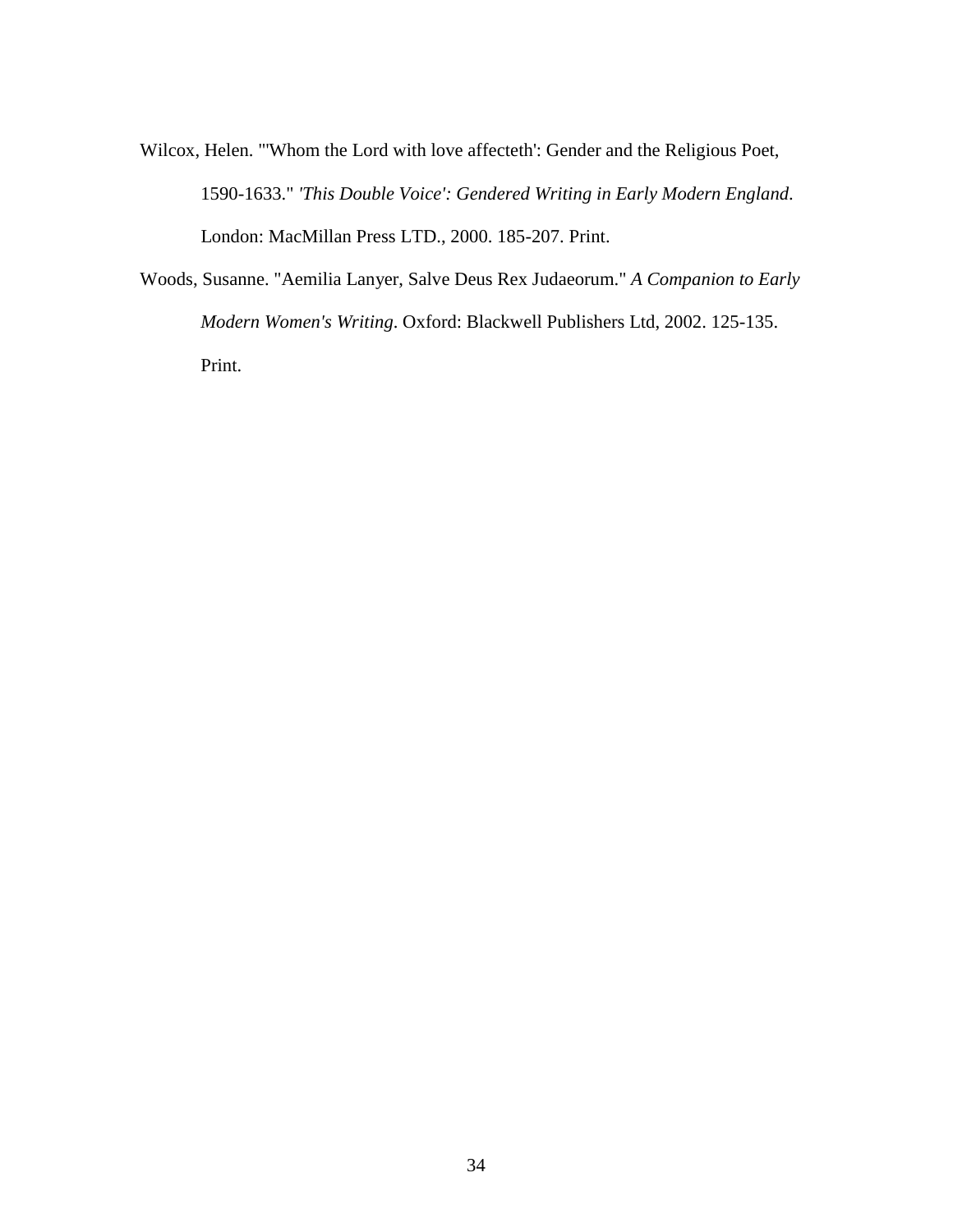Wilcox, Helen. "'Whom the Lord with love affecteth': Gender and the Religious Poet, 1590-1633." *'This Double Voice': Gendered Writing in Early Modern England*. London: MacMillan Press LTD., 2000. 185-207. Print.

Woods, Susanne. "Aemilia Lanyer, Salve Deus Rex Judaeorum." *A Companion to Early Modern Women's Writing*. Oxford: Blackwell Publishers Ltd, 2002. 125-135. Print.